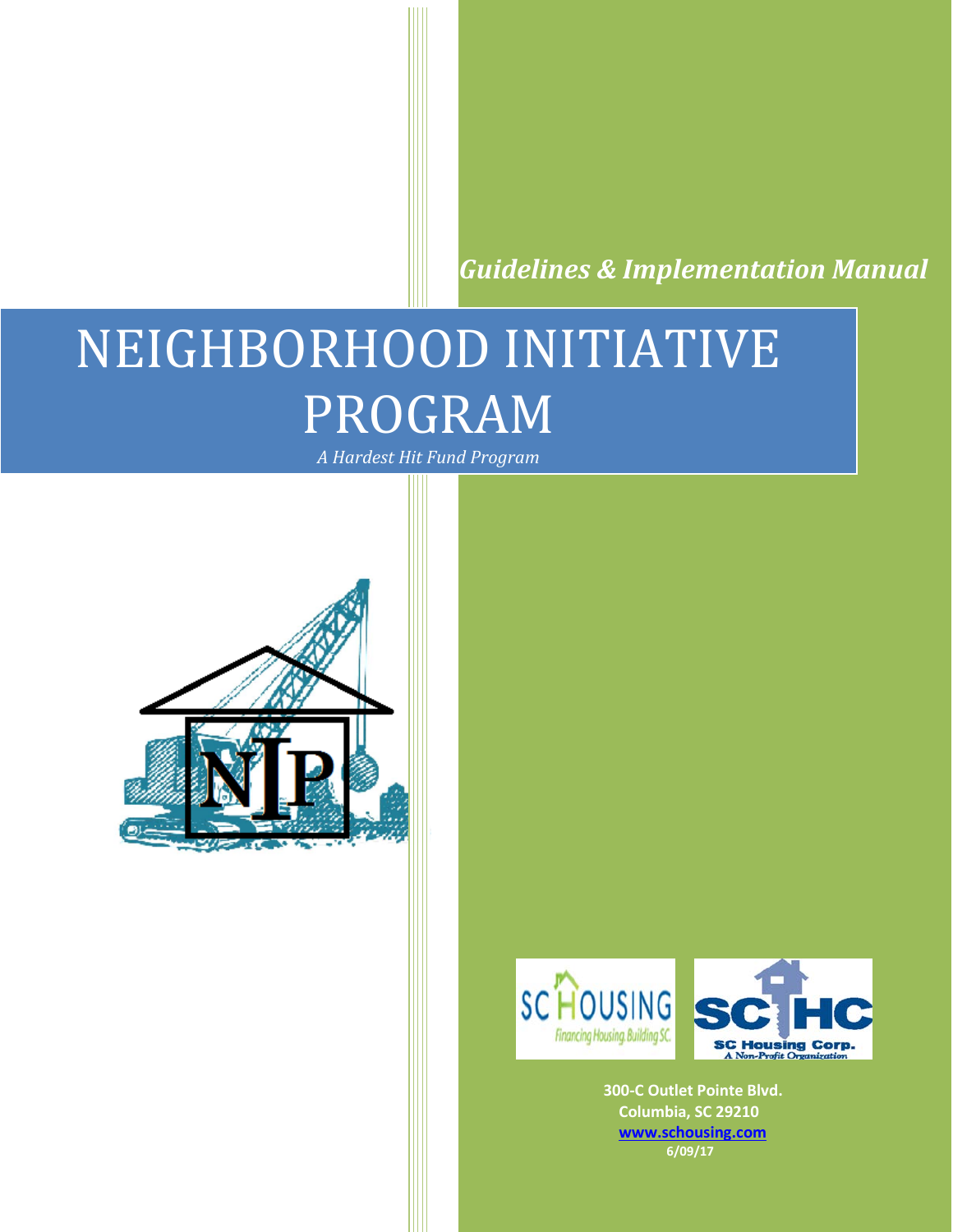*Guidelines & Implementation Manual*

# NEIGHBORHOOD INITIATIVE PROGRAM

*A Hardest Hit Fund Program*

**300-C Outlet Pointe Blvd.**
**Columbia, SC 29210**
**www.schousing.com**
**6/09/17**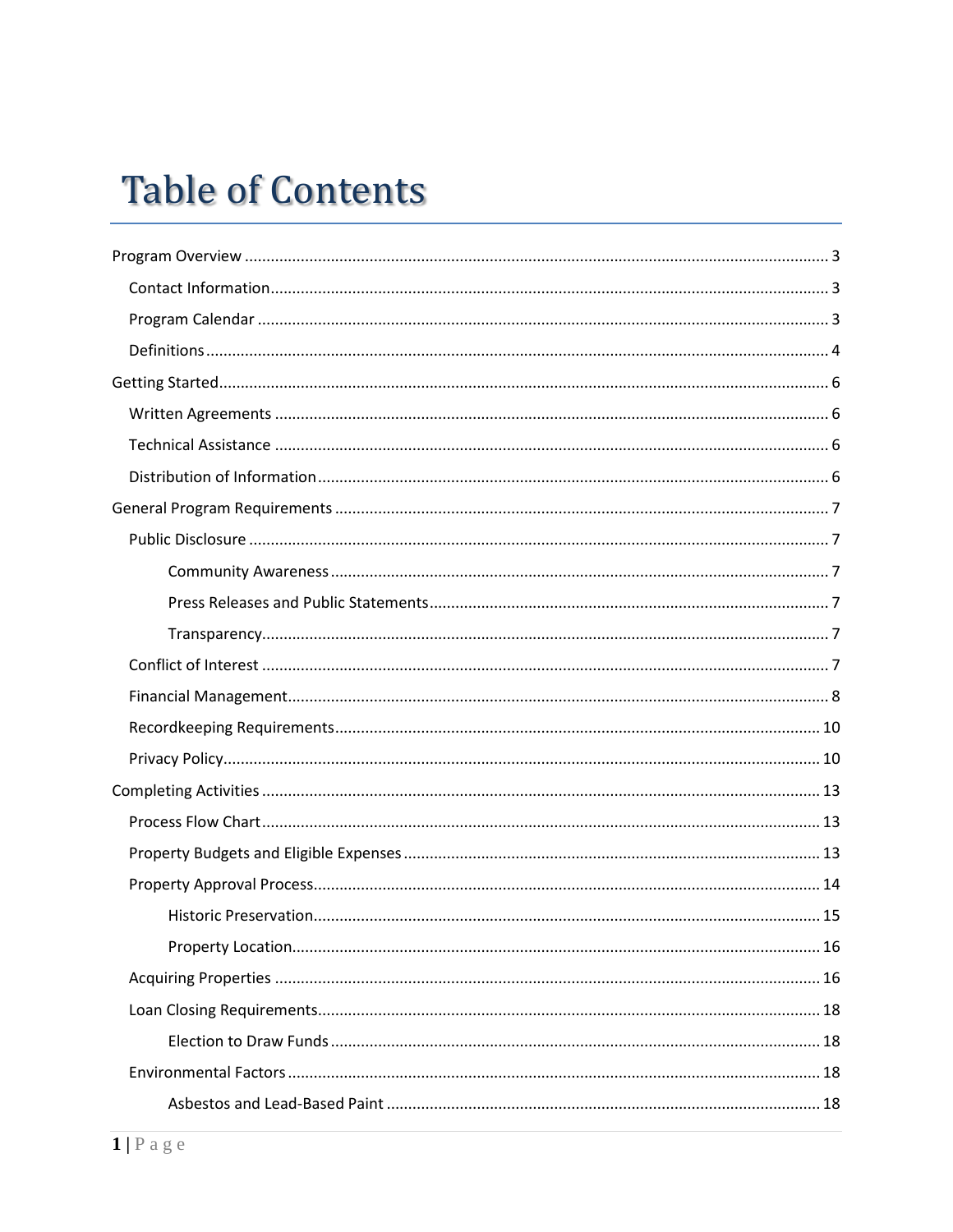# Table of Contents

- Program Overview ..... 3
  - Contact Information ..... 3
  - Program Calendar ..... 3
  - Definitions ..... 4
- Getting Started ..... 6
  - Written Agreements ..... 6
  - Technical Assistance ..... 6
  - Distribution of Information ..... 6
- General Program Requirements ..... 7
  - Public Disclosure ..... 7
    - Community Awareness ..... 7
    - Press Releases and Public Statements ..... 7
    - Transparency ..... 7
  - Conflict of Interest ..... 7
  - Financial Management ..... 8
  - Recordkeeping Requirements ..... 10
  - Privacy Policy ..... 10
- Completing Activities ..... 13
  - Process Flow Chart ..... 13
  - Property Budgets and Eligible Expenses ..... 13
  - Property Approval Process ..... 14
    - Historic Preservation ..... 15
    - Property Location ..... 16
  - Acquiring Properties ..... 16
  - Loan Closing Requirements ..... 18
    - Election to Draw Funds ..... 18
  - Environmental Factors ..... 18
    - Asbestos and Lead-Based Paint ..... 18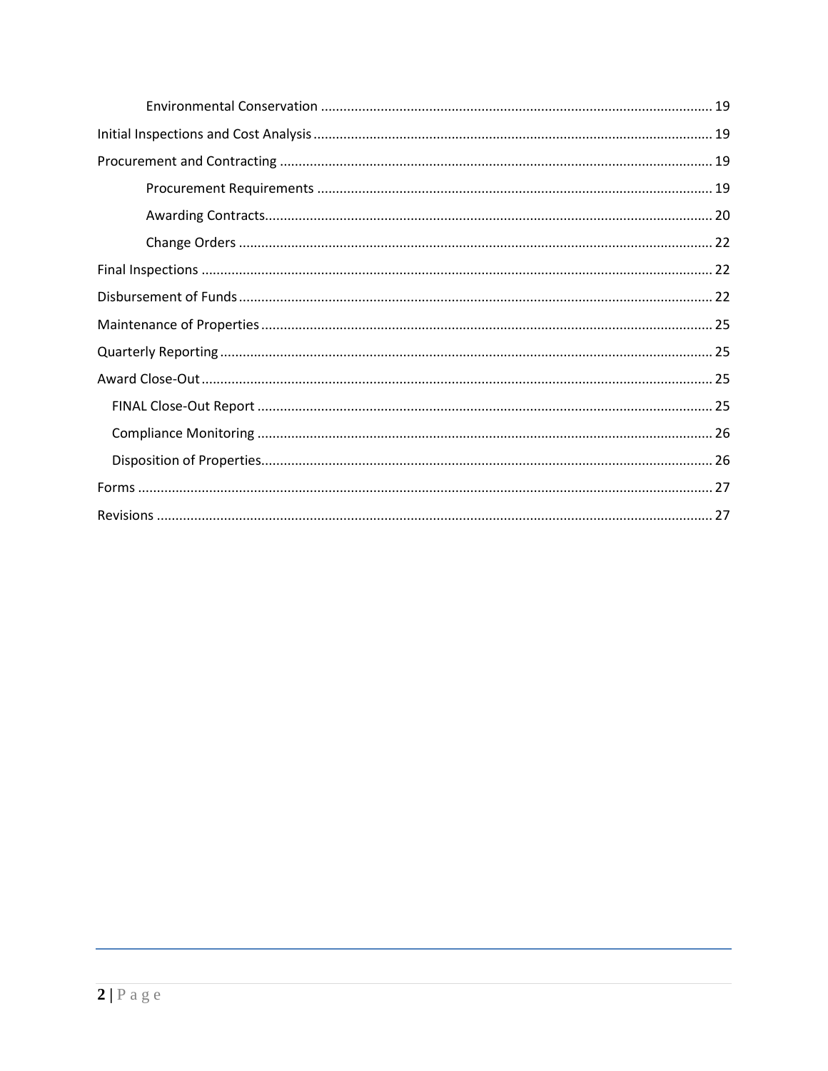Environmental Conservation ........................................................................................................ 19

Initial Inspections and Cost Analysis .......................................................................................... 19

Procurement and Contracting ..................................................................................................... 19

Procurement Requirements ........................................................................................................ 19

Awarding Contracts...................................................................................................................... 20

Change Orders ............................................................................................................................. 22

Final Inspections ......................................................................................................................... 22

Disbursement of Funds ................................................................................................................ 22

Maintenance of Properties ........................................................................................................... 25

Quarterly Reporting ..................................................................................................................... 25

Award Close-Out .......................................................................................................................... 25

FINAL Close-Out Report ............................................................................................................... 25

Compliance Monitoring ................................................................................................................ 26

Disposition of Properties............................................................................................................... 26

Forms ........................................................................................................................................... 27

Revisions ...................................................................................................................................... 27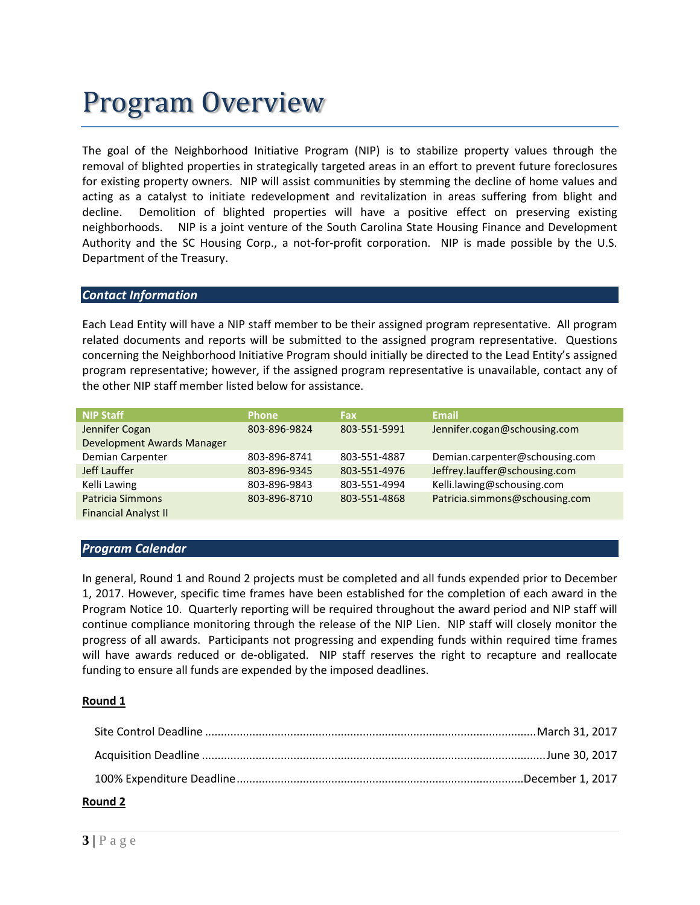# Program Overview

The goal of the Neighborhood Initiative Program (NIP) is to stabilize property values through the removal of blighted properties in strategically targeted areas in an effort to prevent future foreclosures for existing property owners. NIP will assist communities by stemming the decline of home values and acting as a catalyst to initiate redevelopment and revitalization in areas suffering from blight and decline. Demolition of blighted properties will have a positive effect on preserving existing neighborhoods. NIP is a joint venture of the South Carolina State Housing Finance and Development Authority and the SC Housing Corp., a not-for-profit corporation. NIP is made possible by the U.S. Department of the Treasury.

### *Contact Information*

Each Lead Entity will have a NIP staff member to be their assigned program representative. All program related documents and reports will be submitted to the assigned program representative. Questions concerning the Neighborhood Initiative Program should initially be directed to the Lead Entity's assigned program representative; however, if the assigned program representative is unavailable, contact any of the other NIP staff member listed below for assistance.

| NIP Staff | Phone | Fax | Email |
|---|---|---|---|
| Jennifer Cogan<br>Development Awards Manager | 803-896-9824 | 803-551-5991 | Jennifer.cogan@schousing.com |
| Demian Carpenter | 803-896-8741 | 803-551-4887 | Demian.carpenter@schousing.com |
| Jeff Lauffer | 803-896-9345 | 803-551-4976 | Jeffrey.lauffer@schousing.com |
| Kelli Lawing | 803-896-9843 | 803-551-4994 | Kelli.lawing@schousing.com |
| Patricia Simmons<br>Financial Analyst II | 803-896-8710 | 803-551-4868 | Patricia.simmons@schousing.com |

### *Program Calendar*

In general, Round 1 and Round 2 projects must be completed and all funds expended prior to December 1, 2017. However, specific time frames have been established for the completion of each award in the Program Notice 10. Quarterly reporting will be required throughout the award period and NIP staff will continue compliance monitoring through the release of the NIP Lien. NIP staff will closely monitor the progress of all awards. Participants not progressing and expending funds within required time frames will have awards reduced or de-obligated. NIP staff reserves the right to recapture and reallocate funding to ensure all funds are expended by the imposed deadlines.

**Round 1**

Site Control Deadline ........................................ March 31, 2017

Acquisition Deadline ........................................ June 30, 2017

100% Expenditure Deadline ........................................ December 1, 2017

**Round 2**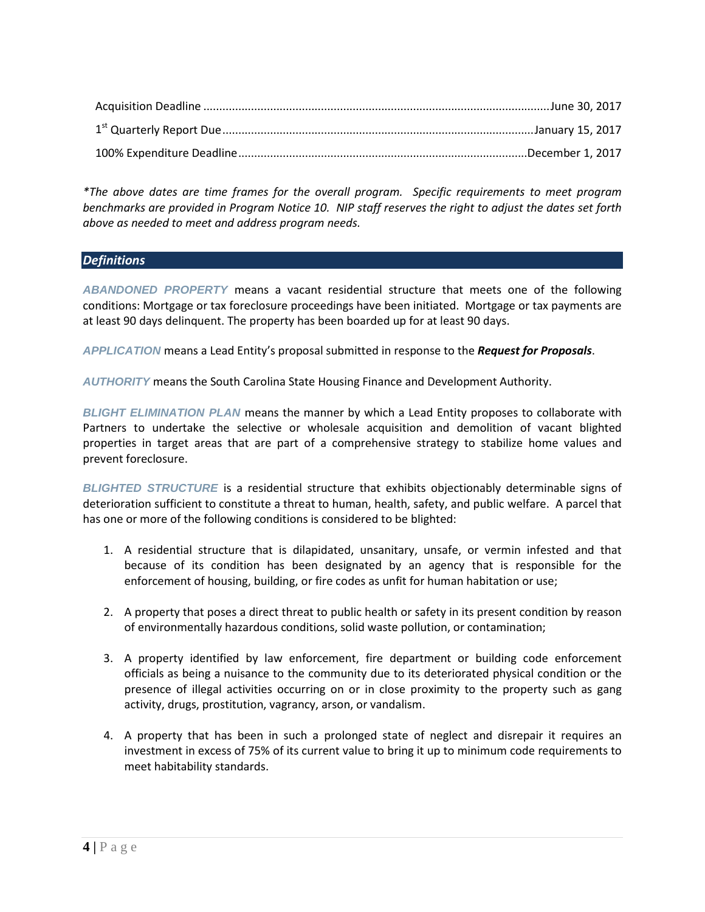Acquisition Deadline ........................................................................................................June 30, 2017

1st Quarterly Report Due ..................................................................................................January 15, 2017

100% Expenditure Deadline...............................................................................................December 1, 2017

*\*The above dates are time frames for the overall program. Specific requirements to meet program benchmarks are provided in Program Notice 10. NIP staff reserves the right to adjust the dates set forth above as needed to meet and address program needs.*

## *Definitions*

***ABANDONED PROPERTY*** means a vacant residential structure that meets one of the following conditions: Mortgage or tax foreclosure proceedings have been initiated. Mortgage or tax payments are at least 90 days delinquent. The property has been boarded up for at least 90 days.

***APPLICATION*** means a Lead Entity's proposal submitted in response to the ***Request for Proposals***.

***AUTHORITY*** means the South Carolina State Housing Finance and Development Authority.

***BLIGHT ELIMINATION PLAN*** means the manner by which a Lead Entity proposes to collaborate with Partners to undertake the selective or wholesale acquisition and demolition of vacant blighted properties in target areas that are part of a comprehensive strategy to stabilize home values and prevent foreclosure.

***BLIGHTED STRUCTURE*** is a residential structure that exhibits objectionably determinable signs of deterioration sufficient to constitute a threat to human, health, safety, and public welfare. A parcel that has one or more of the following conditions is considered to be blighted:

1. A residential structure that is dilapidated, unsanitary, unsafe, or vermin infested and that because of its condition has been designated by an agency that is responsible for the enforcement of housing, building, or fire codes as unfit for human habitation or use;

2. A property that poses a direct threat to public health or safety in its present condition by reason of environmentally hazardous conditions, solid waste pollution, or contamination;

3. A property identified by law enforcement, fire department or building code enforcement officials as being a nuisance to the community due to its deteriorated physical condition or the presence of illegal activities occurring on or in close proximity to the property such as gang activity, drugs, prostitution, vagrancy, arson, or vandalism.

4. A property that has been in such a prolonged state of neglect and disrepair it requires an investment in excess of 75% of its current value to bring it up to minimum code requirements to meet habitability standards.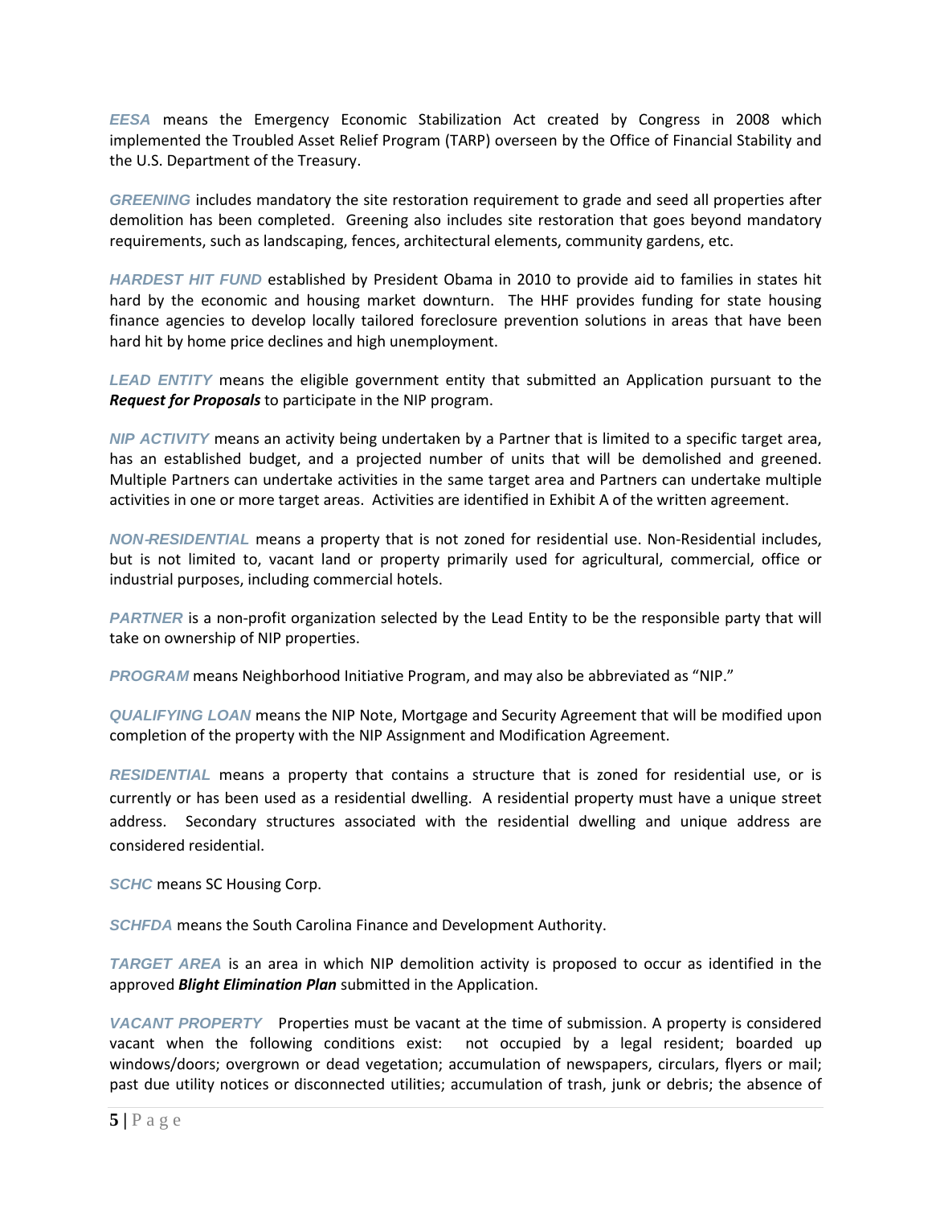***EESA*** means the Emergency Economic Stabilization Act created by Congress in 2008 which implemented the Troubled Asset Relief Program (TARP) overseen by the Office of Financial Stability and the U.S. Department of the Treasury.

***GREENING*** includes mandatory the site restoration requirement to grade and seed all properties after demolition has been completed. Greening also includes site restoration that goes beyond mandatory requirements, such as landscaping, fences, architectural elements, community gardens, etc.

***HARDEST HIT FUND*** established by President Obama in 2010 to provide aid to families in states hit hard by the economic and housing market downturn. The HHF provides funding for state housing finance agencies to develop locally tailored foreclosure prevention solutions in areas that have been hard hit by home price declines and high unemployment.

***LEAD ENTITY*** means the eligible government entity that submitted an Application pursuant to the ***Request for Proposals*** to participate in the NIP program.

***NIP ACTIVITY*** means an activity being undertaken by a Partner that is limited to a specific target area, has an established budget, and a projected number of units that will be demolished and greened. Multiple Partners can undertake activities in the same target area and Partners can undertake multiple activities in one or more target areas. Activities are identified in Exhibit A of the written agreement.

***NON-RESIDENTIAL*** means a property that is not zoned for residential use. Non-Residential includes, but is not limited to, vacant land or property primarily used for agricultural, commercial, office or industrial purposes, including commercial hotels.

***PARTNER*** is a non-profit organization selected by the Lead Entity to be the responsible party that will take on ownership of NIP properties.

***PROGRAM*** means Neighborhood Initiative Program, and may also be abbreviated as "NIP."

***QUALIFYING LOAN*** means the NIP Note, Mortgage and Security Agreement that will be modified upon completion of the property with the NIP Assignment and Modification Agreement.

***RESIDENTIAL*** means a property that contains a structure that is zoned for residential use, or is currently or has been used as a residential dwelling. A residential property must have a unique street address. Secondary structures associated with the residential dwelling and unique address are considered residential.

***SCHC*** means SC Housing Corp.

***SCHFDA*** means the South Carolina Finance and Development Authority.

***TARGET AREA*** is an area in which NIP demolition activity is proposed to occur as identified in the approved ***Blight Elimination Plan*** submitted in the Application.

***VACANT PROPERTY*** Properties must be vacant at the time of submission. A property is considered vacant when the following conditions exist: not occupied by a legal resident; boarded up windows/doors; overgrown or dead vegetation; accumulation of newspapers, circulars, flyers or mail; past due utility notices or disconnected utilities; accumulation of trash, junk or debris; the absence of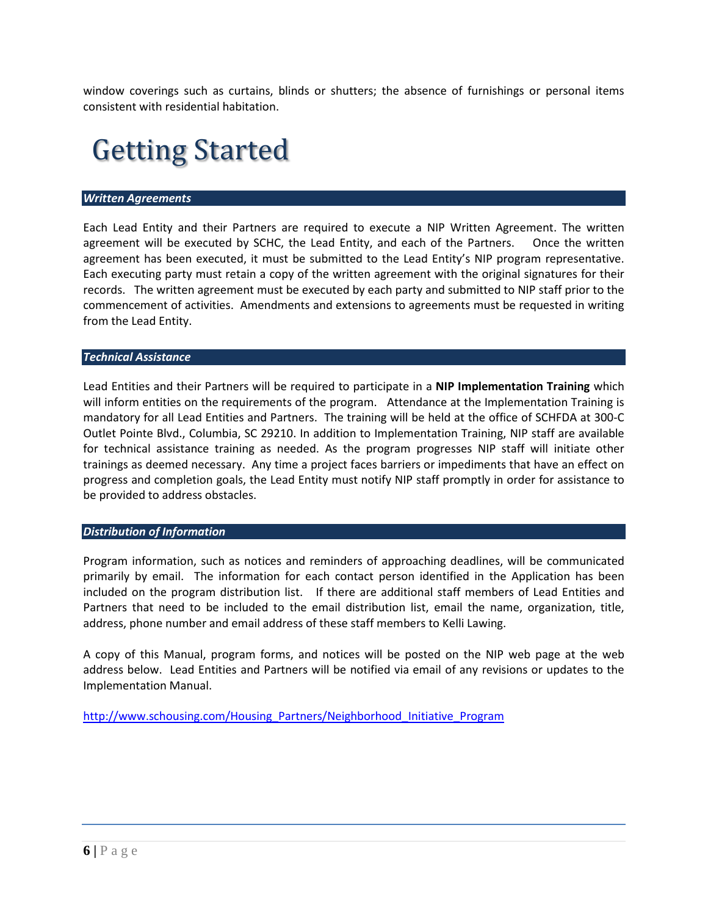window coverings such as curtains, blinds or shutters; the absence of furnishings or personal items consistent with residential habitation.

# Getting Started

### *Written Agreements*

Each Lead Entity and their Partners are required to execute a NIP Written Agreement. The written agreement will be executed by SCHC, the Lead Entity, and each of the Partners. Once the written agreement has been executed, it must be submitted to the Lead Entity's NIP program representative. Each executing party must retain a copy of the written agreement with the original signatures for their records. The written agreement must be executed by each party and submitted to NIP staff prior to the commencement of activities. Amendments and extensions to agreements must be requested in writing from the Lead Entity.

### *Technical Assistance*

Lead Entities and their Partners will be required to participate in a **NIP Implementation Training** which will inform entities on the requirements of the program. Attendance at the Implementation Training is mandatory for all Lead Entities and Partners. The training will be held at the office of SCHFDA at 300-C Outlet Pointe Blvd., Columbia, SC 29210. In addition to Implementation Training, NIP staff are available for technical assistance training as needed. As the program progresses NIP staff will initiate other trainings as deemed necessary. Any time a project faces barriers or impediments that have an effect on progress and completion goals, the Lead Entity must notify NIP staff promptly in order for assistance to be provided to address obstacles.

### *Distribution of Information*

Program information, such as notices and reminders of approaching deadlines, will be communicated primarily by email. The information for each contact person identified in the Application has been included on the program distribution list. If there are additional staff members of Lead Entities and Partners that need to be included to the email distribution list, email the name, organization, title, address, phone number and email address of these staff members to Kelli Lawing.

A copy of this Manual, program forms, and notices will be posted on the NIP web page at the web address below. Lead Entities and Partners will be notified via email of any revisions or updates to the Implementation Manual.

http://www.schousing.com/Housing_Partners/Neighborhood_Initiative_Program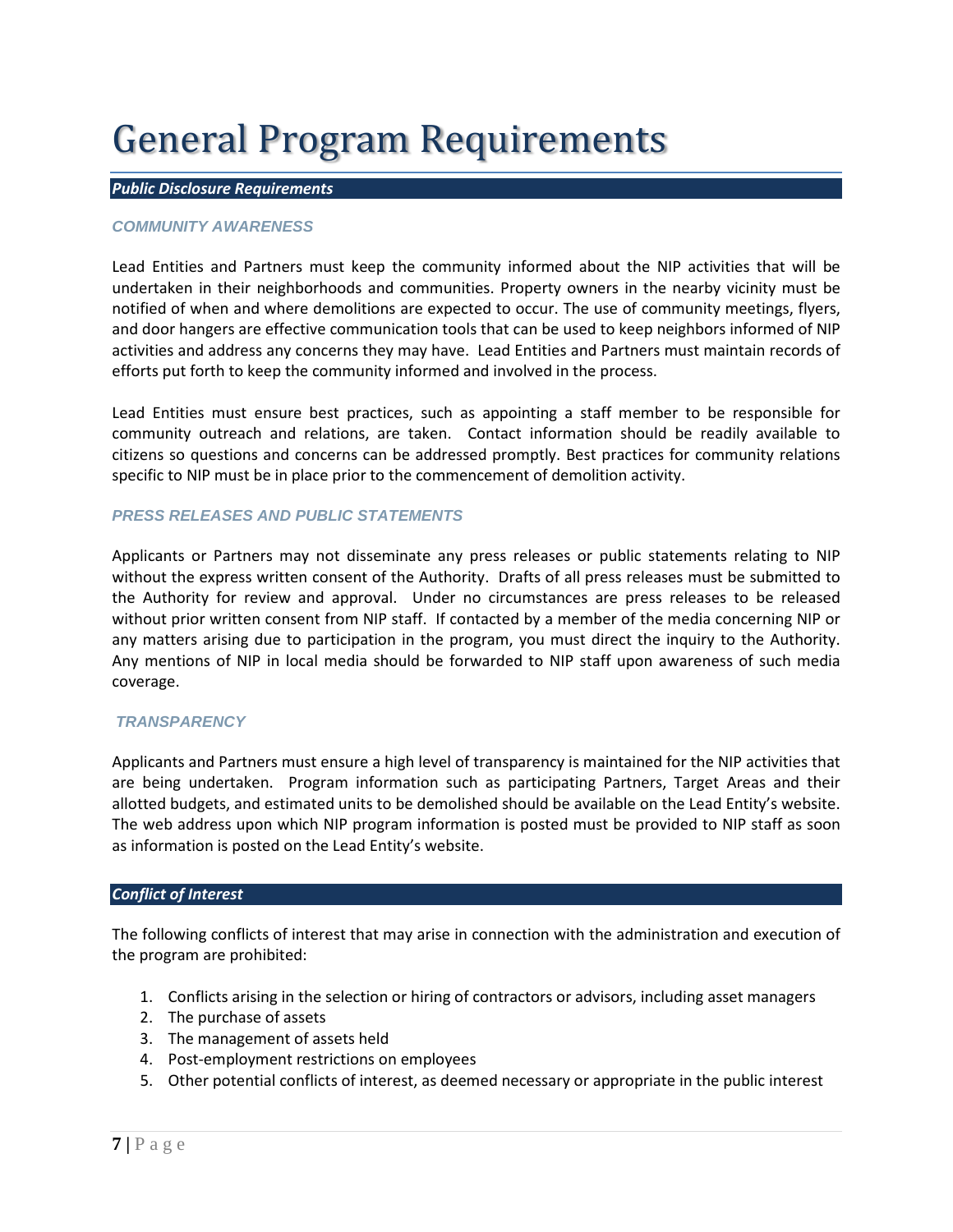# General Program Requirements

## *Public Disclosure Requirements*

### *COMMUNITY AWARENESS*

Lead Entities and Partners must keep the community informed about the NIP activities that will be undertaken in their neighborhoods and communities. Property owners in the nearby vicinity must be notified of when and where demolitions are expected to occur. The use of community meetings, flyers, and door hangers are effective communication tools that can be used to keep neighbors informed of NIP activities and address any concerns they may have. Lead Entities and Partners must maintain records of efforts put forth to keep the community informed and involved in the process.

Lead Entities must ensure best practices, such as appointing a staff member to be responsible for community outreach and relations, are taken. Contact information should be readily available to citizens so questions and concerns can be addressed promptly. Best practices for community relations specific to NIP must be in place prior to the commencement of demolition activity.

### *PRESS RELEASES AND PUBLIC STATEMENTS*

Applicants or Partners may not disseminate any press releases or public statements relating to NIP without the express written consent of the Authority. Drafts of all press releases must be submitted to the Authority for review and approval. Under no circumstances are press releases to be released without prior written consent from NIP staff. If contacted by a member of the media concerning NIP or any matters arising due to participation in the program, you must direct the inquiry to the Authority. Any mentions of NIP in local media should be forwarded to NIP staff upon awareness of such media coverage.

### *TRANSPARENCY*

Applicants and Partners must ensure a high level of transparency is maintained for the NIP activities that are being undertaken. Program information such as participating Partners, Target Areas and their allotted budgets, and estimated units to be demolished should be available on the Lead Entity's website. The web address upon which NIP program information is posted must be provided to NIP staff as soon as information is posted on the Lead Entity's website.

## *Conflict of Interest*

The following conflicts of interest that may arise in connection with the administration and execution of the program are prohibited:

1. Conflicts arising in the selection or hiring of contractors or advisors, including asset managers
2. The purchase of assets
3. The management of assets held
4. Post-employment restrictions on employees
5. Other potential conflicts of interest, as deemed necessary or appropriate in the public interest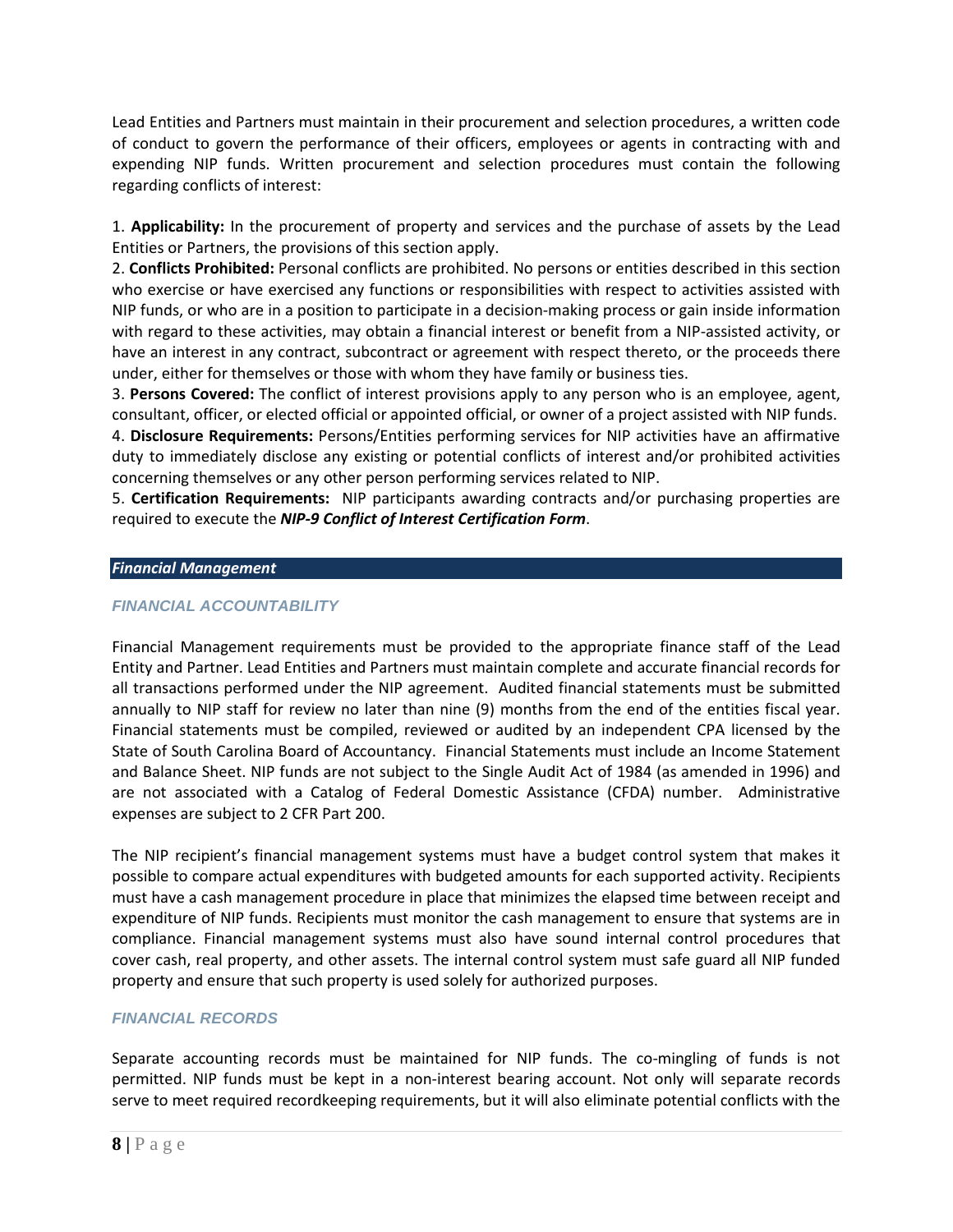Lead Entities and Partners must maintain in their procurement and selection procedures, a written code of conduct to govern the performance of their officers, employees or agents in contracting with and expending NIP funds. Written procurement and selection procedures must contain the following regarding conflicts of interest:

1. **Applicability:** In the procurement of property and services and the purchase of assets by the Lead Entities or Partners, the provisions of this section apply.
2. **Conflicts Prohibited:** Personal conflicts are prohibited. No persons or entities described in this section who exercise or have exercised any functions or responsibilities with respect to activities assisted with NIP funds, or who are in a position to participate in a decision-making process or gain inside information with regard to these activities, may obtain a financial interest or benefit from a NIP-assisted activity, or have an interest in any contract, subcontract or agreement with respect thereto, or the proceeds there under, either for themselves or those with whom they have family or business ties.
3. **Persons Covered:** The conflict of interest provisions apply to any person who is an employee, agent, consultant, officer, or elected official or appointed official, or owner of a project assisted with NIP funds.
4. **Disclosure Requirements:** Persons/Entities performing services for NIP activities have an affirmative duty to immediately disclose any existing or potential conflicts of interest and/or prohibited activities concerning themselves or any other person performing services related to NIP.
5. **Certification Requirements:** NIP participants awarding contracts and/or purchasing properties are required to execute the ***NIP-9 Conflict of Interest Certification Form***.

## *Financial Management*

### *FINANCIAL ACCOUNTABILITY*

Financial Management requirements must be provided to the appropriate finance staff of the Lead Entity and Partner. Lead Entities and Partners must maintain complete and accurate financial records for all transactions performed under the NIP agreement. Audited financial statements must be submitted annually to NIP staff for review no later than nine (9) months from the end of the entities fiscal year. Financial statements must be compiled, reviewed or audited by an independent CPA licensed by the State of South Carolina Board of Accountancy. Financial Statements must include an Income Statement and Balance Sheet. NIP funds are not subject to the Single Audit Act of 1984 (as amended in 1996) and are not associated with a Catalog of Federal Domestic Assistance (CFDA) number. Administrative expenses are subject to 2 CFR Part 200.

The NIP recipient's financial management systems must have a budget control system that makes it possible to compare actual expenditures with budgeted amounts for each supported activity. Recipients must have a cash management procedure in place that minimizes the elapsed time between receipt and expenditure of NIP funds. Recipients must monitor the cash management to ensure that systems are in compliance. Financial management systems must also have sound internal control procedures that cover cash, real property, and other assets. The internal control system must safe guard all NIP funded property and ensure that such property is used solely for authorized purposes.

### *FINANCIAL RECORDS*

Separate accounting records must be maintained for NIP funds. The co-mingling of funds is not permitted. NIP funds must be kept in a non-interest bearing account. Not only will separate records serve to meet required recordkeeping requirements, but it will also eliminate potential conflicts with the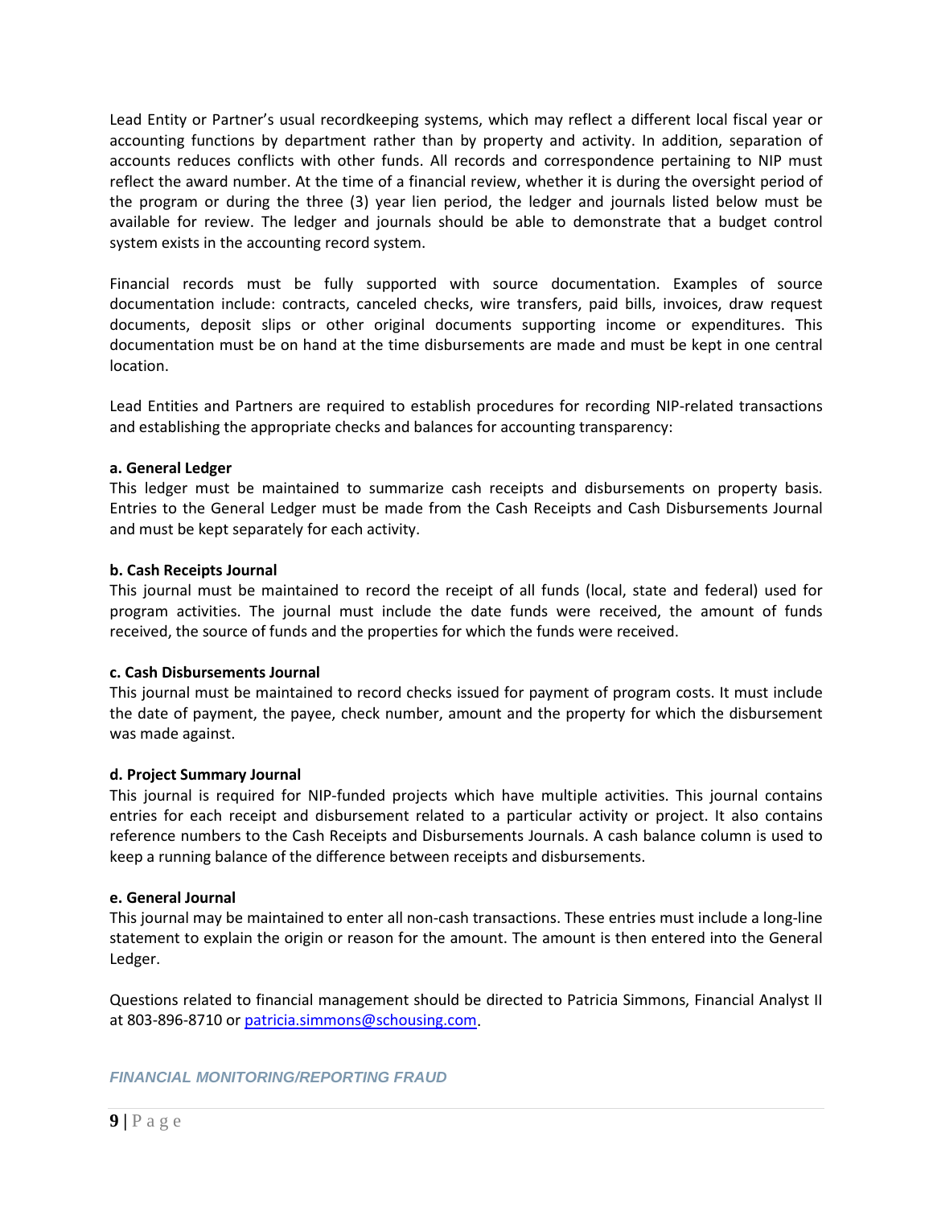Lead Entity or Partner's usual recordkeeping systems, which may reflect a different local fiscal year or accounting functions by department rather than by property and activity. In addition, separation of accounts reduces conflicts with other funds. All records and correspondence pertaining to NIP must reflect the award number. At the time of a financial review, whether it is during the oversight period of the program or during the three (3) year lien period, the ledger and journals listed below must be available for review. The ledger and journals should be able to demonstrate that a budget control system exists in the accounting record system.

Financial records must be fully supported with source documentation. Examples of source documentation include: contracts, canceled checks, wire transfers, paid bills, invoices, draw request documents, deposit slips or other original documents supporting income or expenditures. This documentation must be on hand at the time disbursements are made and must be kept in one central location.

Lead Entities and Partners are required to establish procedures for recording NIP-related transactions and establishing the appropriate checks and balances for accounting transparency:

**a. General Ledger**
This ledger must be maintained to summarize cash receipts and disbursements on property basis. Entries to the General Ledger must be made from the Cash Receipts and Cash Disbursements Journal and must be kept separately for each activity.

**b. Cash Receipts Journal**
This journal must be maintained to record the receipt of all funds (local, state and federal) used for program activities. The journal must include the date funds were received, the amount of funds received, the source of funds and the properties for which the funds were received.

**c. Cash Disbursements Journal**
This journal must be maintained to record checks issued for payment of program costs. It must include the date of payment, the payee, check number, amount and the property for which the disbursement was made against.

**d. Project Summary Journal**
This journal is required for NIP-funded projects which have multiple activities. This journal contains entries for each receipt and disbursement related to a particular activity or project. It also contains reference numbers to the Cash Receipts and Disbursements Journals. A cash balance column is used to keep a running balance of the difference between receipts and disbursements.

**e. General Journal**
This journal may be maintained to enter all non-cash transactions. These entries must include a long-line statement to explain the origin or reason for the amount. The amount is then entered into the General Ledger.

Questions related to financial management should be directed to Patricia Simmons, Financial Analyst II at 803-896-8710 or patricia.simmons@schousing.com.

### *FINANCIAL MONITORING/REPORTING FRAUD*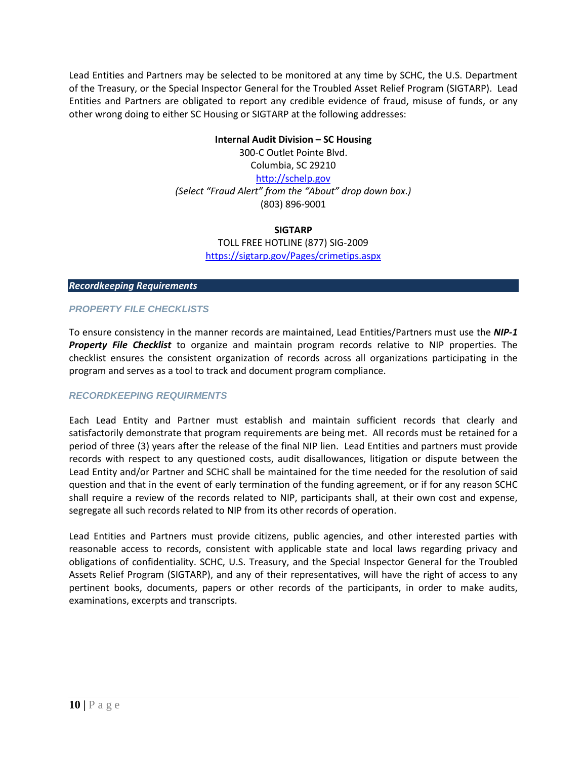Lead Entities and Partners may be selected to be monitored at any time by SCHC, the U.S. Department of the Treasury, or the Special Inspector General for the Troubled Asset Relief Program (SIGTARP). Lead Entities and Partners are obligated to report any credible evidence of fraud, misuse of funds, or any other wrong doing to either SC Housing or SIGTARP at the following addresses:

**Internal Audit Division – SC Housing**
300-C Outlet Pointe Blvd.
Columbia, SC 29210
http://schelp.gov
*(Select "Fraud Alert" from the "About" drop down box.)*
(803) 896-9001

**SIGTARP**
TOLL FREE HOTLINE (877) SIG-2009
https://sigtarp.gov/Pages/crimetips.aspx

## *Recordkeeping Requirements*

### *PROPERTY FILE CHECKLISTS*

To ensure consistency in the manner records are maintained, Lead Entities/Partners must use the ***NIP-1 Property File Checklist*** to organize and maintain program records relative to NIP properties. The checklist ensures the consistent organization of records across all organizations participating in the program and serves as a tool to track and document program compliance.

### *RECORDKEEPING REQUIRMENTS*

Each Lead Entity and Partner must establish and maintain sufficient records that clearly and satisfactorily demonstrate that program requirements are being met. All records must be retained for a period of three (3) years after the release of the final NIP lien. Lead Entities and partners must provide records with respect to any questioned costs, audit disallowances, litigation or dispute between the Lead Entity and/or Partner and SCHC shall be maintained for the time needed for the resolution of said question and that in the event of early termination of the funding agreement, or if for any reason SCHC shall require a review of the records related to NIP, participants shall, at their own cost and expense, segregate all such records related to NIP from its other records of operation.

Lead Entities and Partners must provide citizens, public agencies, and other interested parties with reasonable access to records, consistent with applicable state and local laws regarding privacy and obligations of confidentiality. SCHC, U.S. Treasury, and the Special Inspector General for the Troubled Assets Relief Program (SIGTARP), and any of their representatives, will have the right of access to any pertinent books, documents, papers or other records of the participants, in order to make audits, examinations, excerpts and transcripts.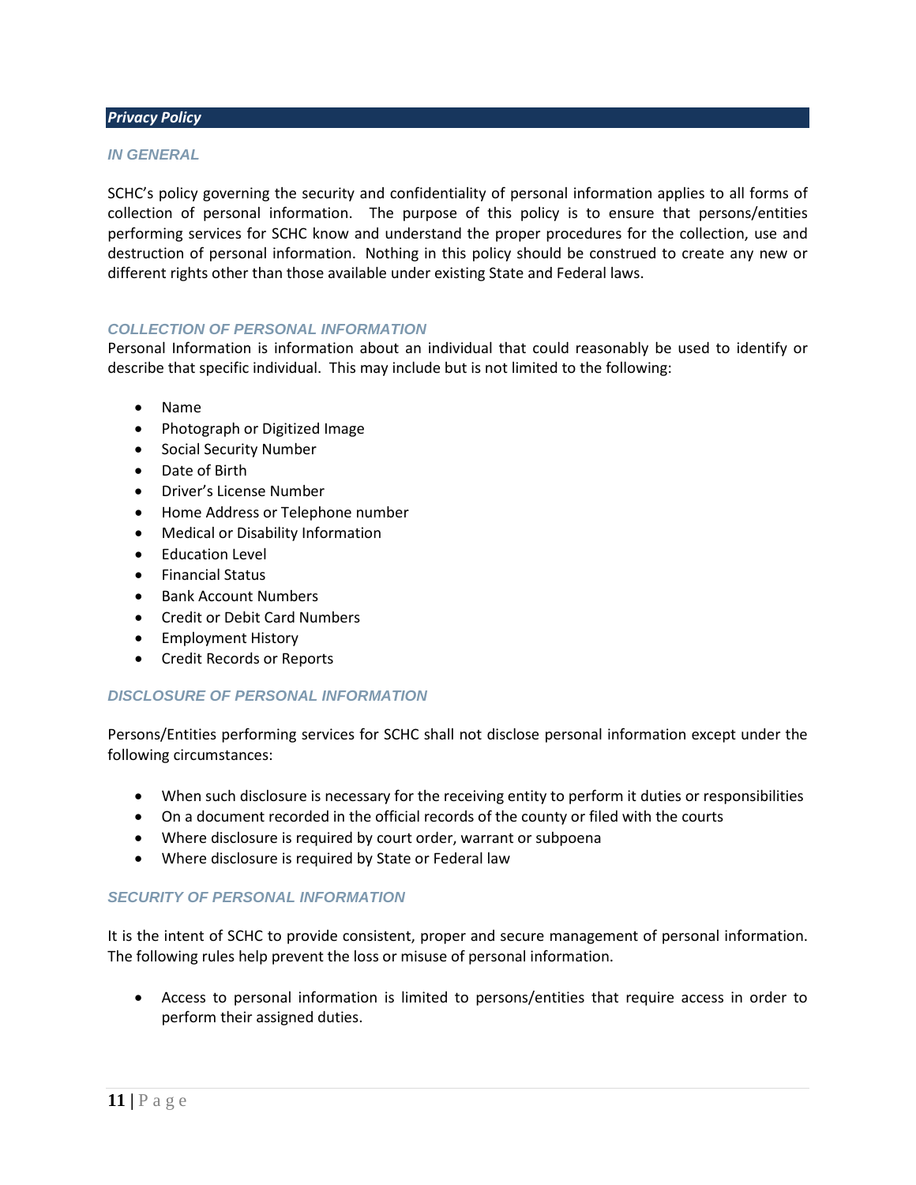## *Privacy Policy*

### *IN GENERAL*

SCHC's policy governing the security and confidentiality of personal information applies to all forms of collection of personal information. The purpose of this policy is to ensure that persons/entities performing services for SCHC know and understand the proper procedures for the collection, use and destruction of personal information. Nothing in this policy should be construed to create any new or different rights other than those available under existing State and Federal laws.

### *COLLECTION OF PERSONAL INFORMATION*

Personal Information is information about an individual that could reasonably be used to identify or describe that specific individual. This may include but is not limited to the following:

- Name
- Photograph or Digitized Image
- Social Security Number
- Date of Birth
- Driver's License Number
- Home Address or Telephone number
- Medical or Disability Information
- Education Level
- Financial Status
- Bank Account Numbers
- Credit or Debit Card Numbers
- Employment History
- Credit Records or Reports

### *DISCLOSURE OF PERSONAL INFORMATION*

Persons/Entities performing services for SCHC shall not disclose personal information except under the following circumstances:

- When such disclosure is necessary for the receiving entity to perform it duties or responsibilities
- On a document recorded in the official records of the county or filed with the courts
- Where disclosure is required by court order, warrant or subpoena
- Where disclosure is required by State or Federal law

### *SECURITY OF PERSONAL INFORMATION*

It is the intent of SCHC to provide consistent, proper and secure management of personal information. The following rules help prevent the loss or misuse of personal information.

- Access to personal information is limited to persons/entities that require access in order to perform their assigned duties.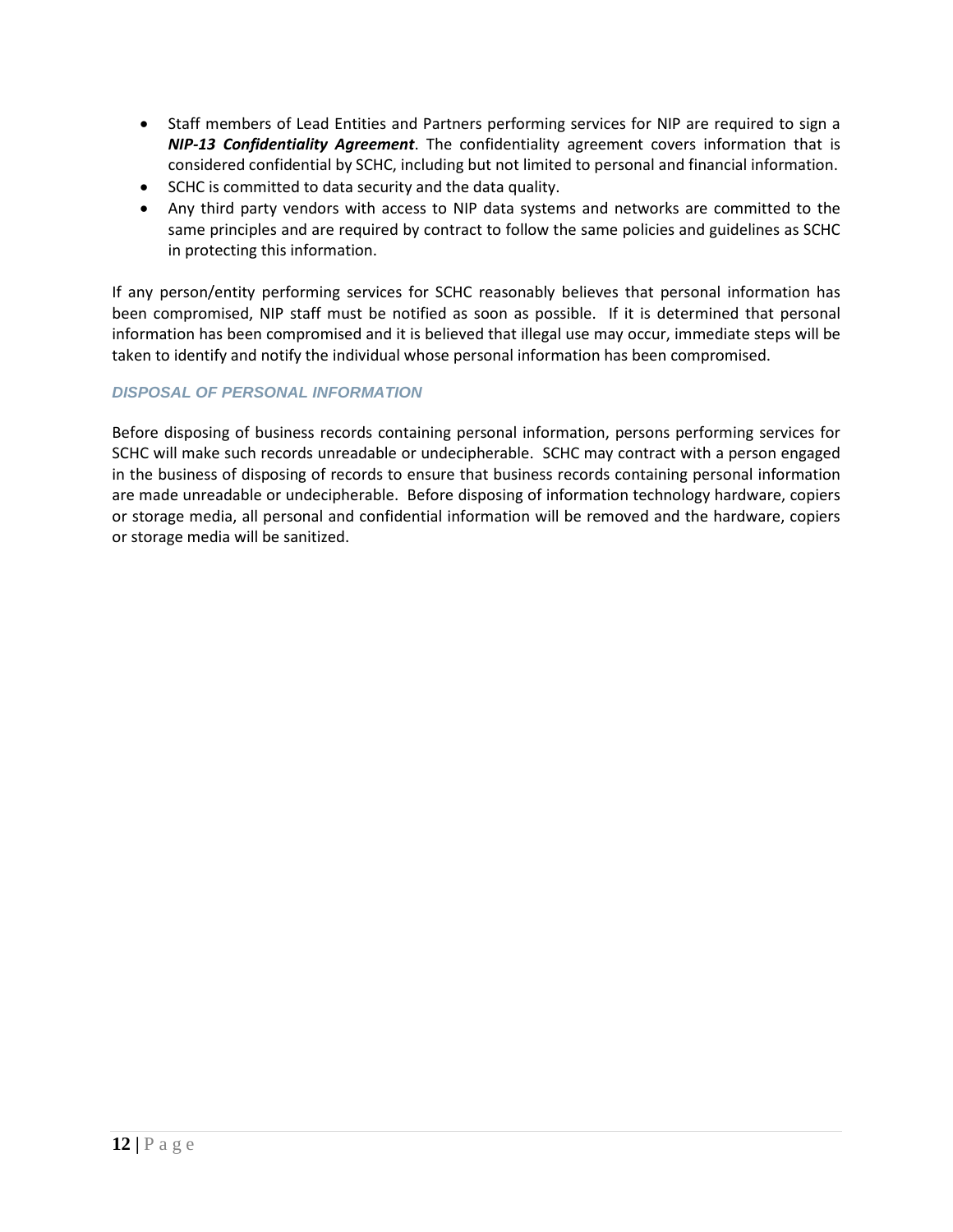- Staff members of Lead Entities and Partners performing services for NIP are required to sign a ***NIP-13 Confidentiality Agreement***. The confidentiality agreement covers information that is considered confidential by SCHC, including but not limited to personal and financial information.
- SCHC is committed to data security and the data quality.
- Any third party vendors with access to NIP data systems and networks are committed to the same principles and are required by contract to follow the same policies and guidelines as SCHC in protecting this information.

If any person/entity performing services for SCHC reasonably believes that personal information has been compromised, NIP staff must be notified as soon as possible. If it is determined that personal information has been compromised and it is believed that illegal use may occur, immediate steps will be taken to identify and notify the individual whose personal information has been compromised.

### *DISPOSAL OF PERSONAL INFORMATION*

Before disposing of business records containing personal information, persons performing services for SCHC will make such records unreadable or undecipherable. SCHC may contract with a person engaged in the business of disposing of records to ensure that business records containing personal information are made unreadable or undecipherable. Before disposing of information technology hardware, copiers or storage media, all personal and confidential information will be removed and the hardware, copiers or storage media will be sanitized.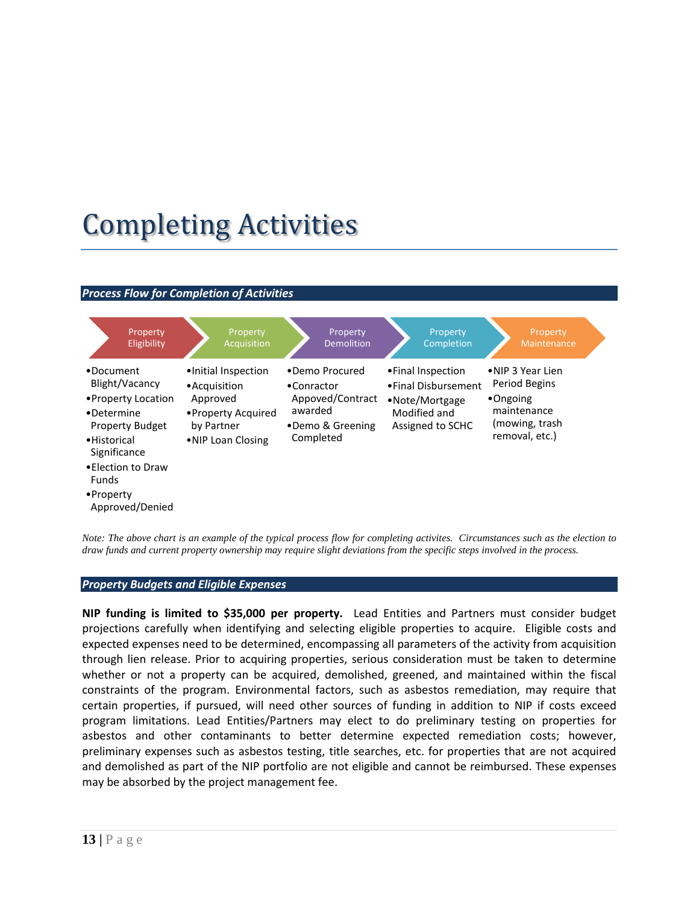# Completing Activities

### *Process Flow for Completion of Activities*

| Property Eligibility | Property Acquisition | Property Demolition | Property Completion | Property Maintenance |
|---|---|---|---|---|
| • Document Blight/Vacancy<br>• Property Location<br>• Determine Property Budget<br>• Historical Significance<br>• Election to Draw Funds<br>• Property Approved/Denied | • Initial Inspection<br>• Acquisition Approved<br>• Property Acquired by Partner<br>• NIP Loan Closing | • Demo Procured<br>• Conractor Appoved/Contract awarded<br>• Demo & Greening Completed | • Final Inspection<br>• Final Disbursement<br>• Note/Mortgage Modified and Assigned to SCHC | • NIP 3 Year Lien Period Begins<br>• Ongoing maintenance (mowing, trash removal, etc.) |

*Note: The above chart is an example of the typical process flow for completing activites. Circumstances such as the election to draw funds and current property ownership may require slight deviations from the specific steps involved in the process.*

### *Property Budgets and Eligible Expenses*

**NIP funding is limited to $35,000 per property.** Lead Entities and Partners must consider budget projections carefully when identifying and selecting eligible properties to acquire. Eligible costs and expected expenses need to be determined, encompassing all parameters of the activity from acquisition through lien release. Prior to acquiring properties, serious consideration must be taken to determine whether or not a property can be acquired, demolished, greened, and maintained within the fiscal constraints of the program. Environmental factors, such as asbestos remediation, may require that certain properties, if pursued, will need other sources of funding in addition to NIP if costs exceed program limitations. Lead Entities/Partners may elect to do preliminary testing on properties for asbestos and other contaminants to better determine expected remediation costs; however, preliminary expenses such as asbestos testing, title searches, etc. for properties that are not acquired and demolished as part of the NIP portfolio are not eligible and cannot be reimbursed. These expenses may be absorbed by the project management fee.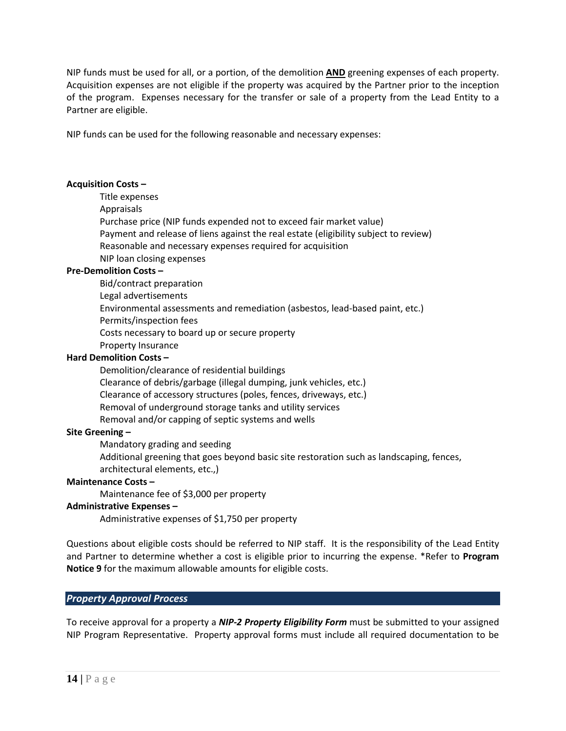NIP funds must be used for all, or a portion, of the demolition **AND** greening expenses of each property. Acquisition expenses are not eligible if the property was acquired by the Partner prior to the inception of the program. Expenses necessary for the transfer or sale of a property from the Lead Entity to a Partner are eligible.

NIP funds can be used for the following reasonable and necessary expenses:

**Acquisition Costs –**

- Title expenses
- Appraisals
- Purchase price (NIP funds expended not to exceed fair market value)
- Payment and release of liens against the real estate (eligibility subject to review)
- Reasonable and necessary expenses required for acquisition
- NIP loan closing expenses

**Pre-Demolition Costs –**

- Bid/contract preparation
- Legal advertisements
- Environmental assessments and remediation (asbestos, lead-based paint, etc.)
- Permits/inspection fees
- Costs necessary to board up or secure property
- Property Insurance

**Hard Demolition Costs –**

- Demolition/clearance of residential buildings
- Clearance of debris/garbage (illegal dumping, junk vehicles, etc.)
- Clearance of accessory structures (poles, fences, driveways, etc.)
- Removal of underground storage tanks and utility services
- Removal and/or capping of septic systems and wells

**Site Greening –**

- Mandatory grading and seeding
- Additional greening that goes beyond basic site restoration such as landscaping, fences, architectural elements, etc.,)

**Maintenance Costs –**

- Maintenance fee of $3,000 per property

**Administrative Expenses –**

- Administrative expenses of $1,750 per property

Questions about eligible costs should be referred to NIP staff. It is the responsibility of the Lead Entity and Partner to determine whether a cost is eligible prior to incurring the expense. *Refer to **Program Notice 9** for the maximum allowable amounts for eligible costs.

## *Property Approval Process*

To receive approval for a property a ***NIP-2 Property Eligibility Form*** must be submitted to your assigned NIP Program Representative. Property approval forms must include all required documentation to be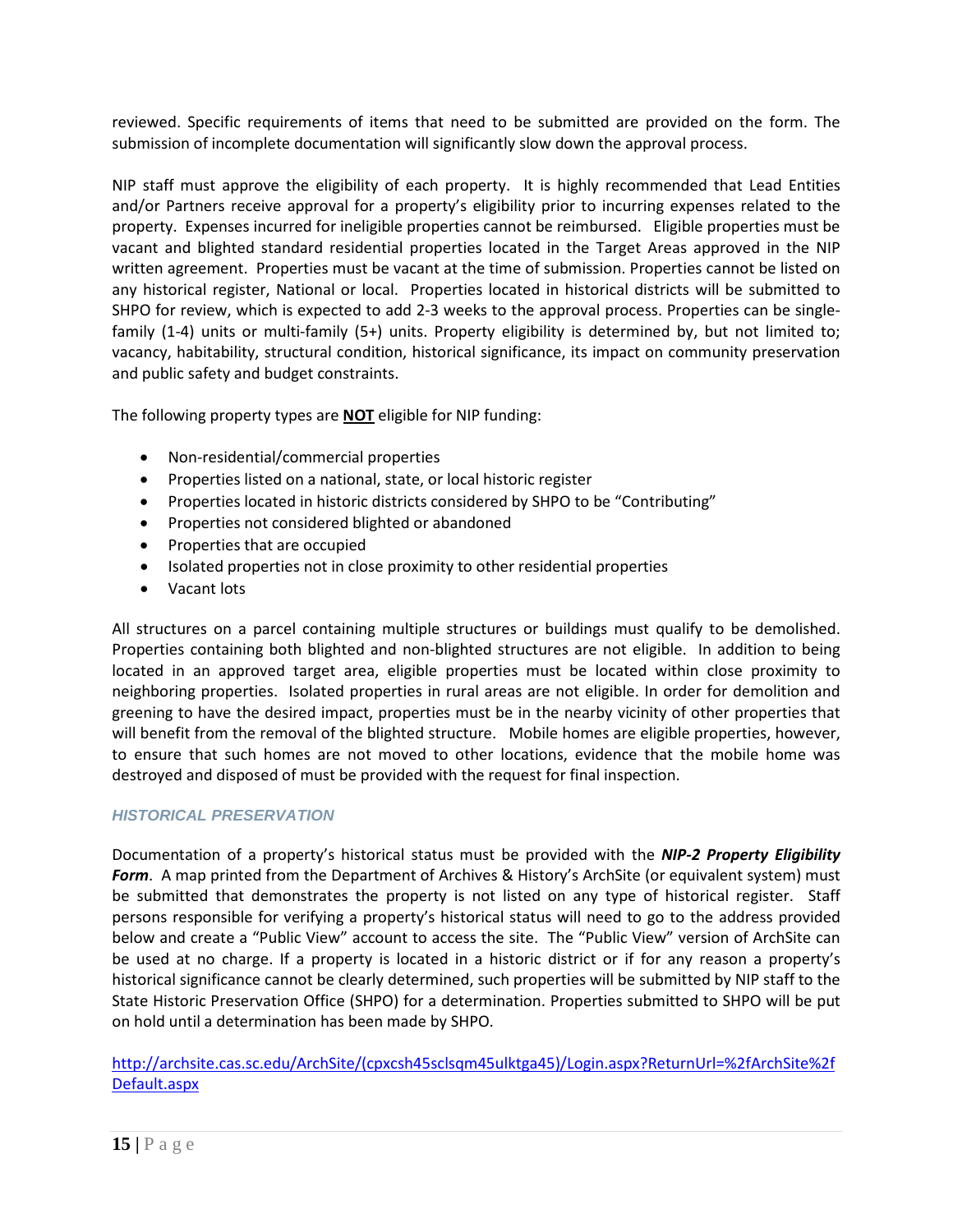reviewed. Specific requirements of items that need to be submitted are provided on the form. The submission of incomplete documentation will significantly slow down the approval process.

NIP staff must approve the eligibility of each property. It is highly recommended that Lead Entities and/or Partners receive approval for a property's eligibility prior to incurring expenses related to the property. Expenses incurred for ineligible properties cannot be reimbursed. Eligible properties must be vacant and blighted standard residential properties located in the Target Areas approved in the NIP written agreement. Properties must be vacant at the time of submission. Properties cannot be listed on any historical register, National or local. Properties located in historical districts will be submitted to SHPO for review, which is expected to add 2-3 weeks to the approval process. Properties can be single-family (1-4) units or multi-family (5+) units. Property eligibility is determined by, but not limited to; vacancy, habitability, structural condition, historical significance, its impact on community preservation and public safety and budget constraints.

The following property types are **NOT** eligible for NIP funding:

- Non-residential/commercial properties
- Properties listed on a national, state, or local historic register
- Properties located in historic districts considered by SHPO to be "Contributing"
- Properties not considered blighted or abandoned
- Properties that are occupied
- Isolated properties not in close proximity to other residential properties
- Vacant lots

All structures on a parcel containing multiple structures or buildings must qualify to be demolished. Properties containing both blighted and non-blighted structures are not eligible. In addition to being located in an approved target area, eligible properties must be located within close proximity to neighboring properties. Isolated properties in rural areas are not eligible. In order for demolition and greening to have the desired impact, properties must be in the nearby vicinity of other properties that will benefit from the removal of the blighted structure. Mobile homes are eligible properties, however, to ensure that such homes are not moved to other locations, evidence that the mobile home was destroyed and disposed of must be provided with the request for final inspection.

### *HISTORICAL PRESERVATION*

Documentation of a property's historical status must be provided with the ***NIP-2 Property Eligibility Form***. A map printed from the Department of Archives & History's ArchSite (or equivalent system) must be submitted that demonstrates the property is not listed on any type of historical register. Staff persons responsible for verifying a property's historical status will need to go to the address provided below and create a "Public View" account to access the site. The "Public View" version of ArchSite can be used at no charge. If a property is located in a historic district or if for any reason a property's historical significance cannot be clearly determined, such properties will be submitted by NIP staff to the State Historic Preservation Office (SHPO) for a determination. Properties submitted to SHPO will be put on hold until a determination has been made by SHPO.

http://archsite.cas.sc.edu/ArchSite/(cpxcsh45sclsqm45ulktga45)/Login.aspx?ReturnUrl=%2fArchSite%2fDefault.aspx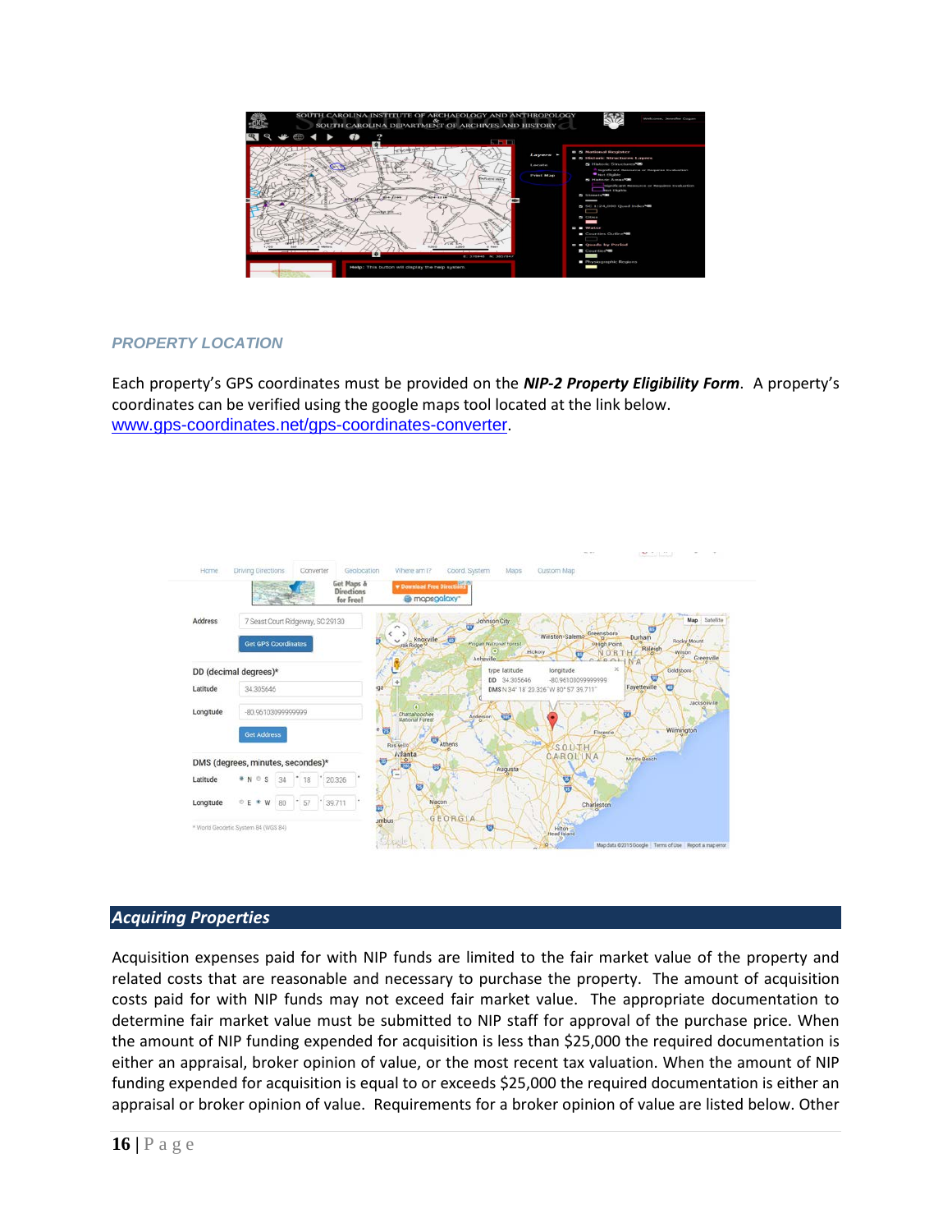### PROPERTY LOCATION

Each property's GPS coordinates must be provided on the ***NIP-2 Property Eligibility Form***. A property's coordinates can be verified using the google maps tool located at the link below. www.gps-coordinates.net/gps-coordinates-converter.

## Acquiring Properties

Acquisition expenses paid for with NIP funds are limited to the fair market value of the property and related costs that are reasonable and necessary to purchase the property. The amount of acquisition costs paid for with NIP funds may not exceed fair market value. The appropriate documentation to determine fair market value must be submitted to NIP staff for approval of the purchase price. When the amount of NIP funding expended for acquisition is less than $25,000 the required documentation is either an appraisal, broker opinion of value, or the most recent tax valuation. When the amount of NIP funding expended for acquisition is equal to or exceeds $25,000 the required documentation is either an appraisal or broker opinion of value. Requirements for a broker opinion of value are listed below. Other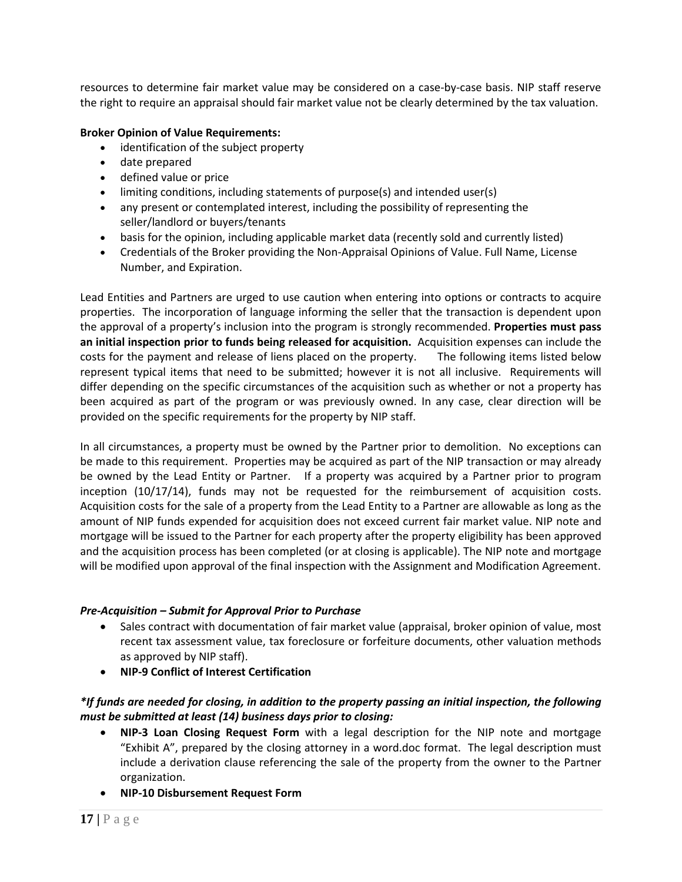resources to determine fair market value may be considered on a case-by-case basis. NIP staff reserve the right to require an appraisal should fair market value not be clearly determined by the tax valuation.

**Broker Opinion of Value Requirements:**

- identification of the subject property
- date prepared
- defined value or price
- limiting conditions, including statements of purpose(s) and intended user(s)
- any present or contemplated interest, including the possibility of representing the seller/landlord or buyers/tenants
- basis for the opinion, including applicable market data (recently sold and currently listed)
- Credentials of the Broker providing the Non-Appraisal Opinions of Value. Full Name, License Number, and Expiration.

Lead Entities and Partners are urged to use caution when entering into options or contracts to acquire properties. The incorporation of language informing the seller that the transaction is dependent upon the approval of a property's inclusion into the program is strongly recommended. **Properties must pass an initial inspection prior to funds being released for acquisition.** Acquisition expenses can include the costs for the payment and release of liens placed on the property. The following items listed below represent typical items that need to be submitted; however it is not all inclusive. Requirements will differ depending on the specific circumstances of the acquisition such as whether or not a property has been acquired as part of the program or was previously owned. In any case, clear direction will be provided on the specific requirements for the property by NIP staff.

In all circumstances, a property must be owned by the Partner prior to demolition. No exceptions can be made to this requirement. Properties may be acquired as part of the NIP transaction or may already be owned by the Lead Entity or Partner. If a property was acquired by a Partner prior to program inception (10/17/14), funds may not be requested for the reimbursement of acquisition costs. Acquisition costs for the sale of a property from the Lead Entity to a Partner are allowable as long as the amount of NIP funds expended for acquisition does not exceed current fair market value. NIP note and mortgage will be issued to the Partner for each property after the property eligibility has been approved and the acquisition process has been completed (or at closing is applicable). The NIP note and mortgage will be modified upon approval of the final inspection with the Assignment and Modification Agreement.

*Pre-Acquisition – Submit for Approval Prior to Purchase*

- Sales contract with documentation of fair market value (appraisal, broker opinion of value, most recent tax assessment value, tax foreclosure or forfeiture documents, other valuation methods as approved by NIP staff).
- **NIP-9 Conflict of Interest Certification**

***\*If funds are needed for closing, in addition to the property passing an initial inspection, the following must be submitted at least (14) business days prior to closing:***

- **NIP-3 Loan Closing Request Form** with a legal description for the NIP note and mortgage "Exhibit A", prepared by the closing attorney in a word.doc format. The legal description must include a derivation clause referencing the sale of the property from the owner to the Partner organization.
- **NIP-10 Disbursement Request Form**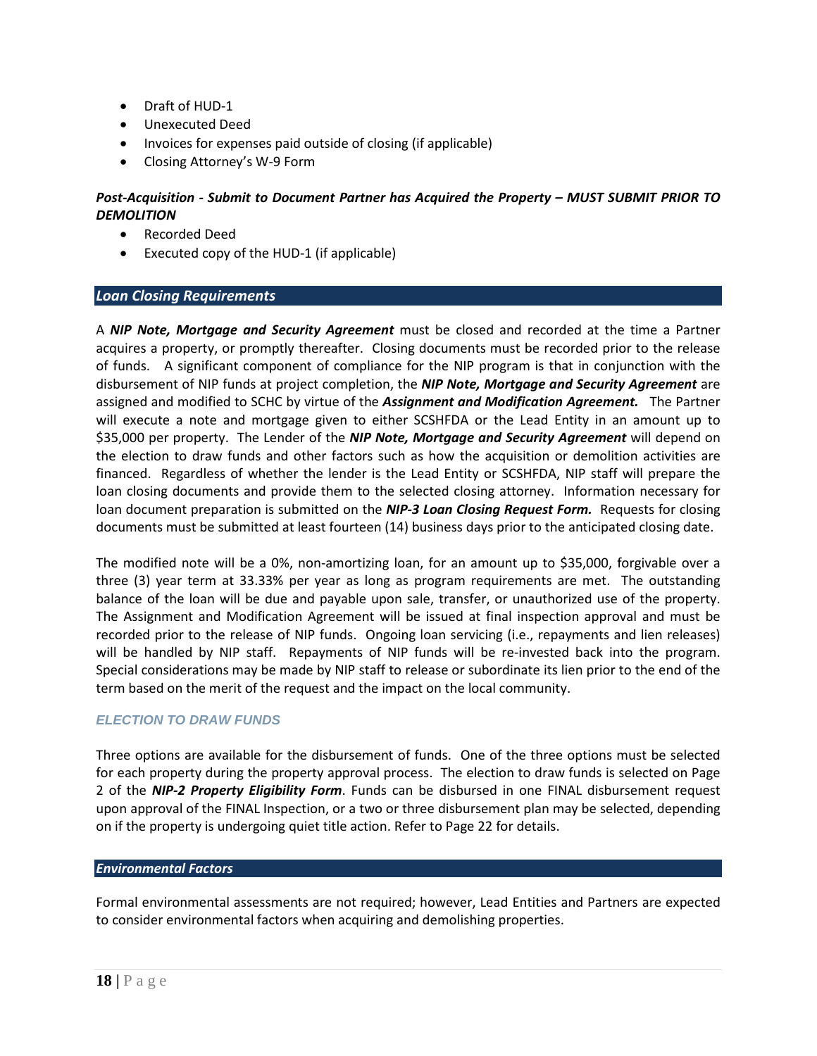- Draft of HUD-1
- Unexecuted Deed
- Invoices for expenses paid outside of closing (if applicable)
- Closing Attorney's W-9 Form

***Post-Acquisition - Submit to Document Partner has Acquired the Property – MUST SUBMIT PRIOR TO DEMOLITION***

- Recorded Deed
- Executed copy of the HUD-1 (if applicable)

## *Loan Closing Requirements*

A ***NIP Note, Mortgage and Security Agreement*** must be closed and recorded at the time a Partner acquires a property, or promptly thereafter. Closing documents must be recorded prior to the release of funds. A significant component of compliance for the NIP program is that in conjunction with the disbursement of NIP funds at project completion, the ***NIP Note, Mortgage and Security Agreement*** are assigned and modified to SCHC by virtue of the ***Assignment and Modification Agreement.*** The Partner will execute a note and mortgage given to either SCSHFDA or the Lead Entity in an amount up to $35,000 per property. The Lender of the ***NIP Note, Mortgage and Security Agreement*** will depend on the election to draw funds and other factors such as how the acquisition or demolition activities are financed. Regardless of whether the lender is the Lead Entity or SCSHFDA, NIP staff will prepare the loan closing documents and provide them to the selected closing attorney. Information necessary for loan document preparation is submitted on the ***NIP-3 Loan Closing Request Form.*** Requests for closing documents must be submitted at least fourteen (14) business days prior to the anticipated closing date.

The modified note will be a 0%, non-amortizing loan, for an amount up to $35,000, forgivable over a three (3) year term at 33.33% per year as long as program requirements are met. The outstanding balance of the loan will be due and payable upon sale, transfer, or unauthorized use of the property. The Assignment and Modification Agreement will be issued at final inspection approval and must be recorded prior to the release of NIP funds. Ongoing loan servicing (i.e., repayments and lien releases) will be handled by NIP staff. Repayments of NIP funds will be re-invested back into the program. Special considerations may be made by NIP staff to release or subordinate its lien prior to the end of the term based on the merit of the request and the impact on the local community.

### *ELECTION TO DRAW FUNDS*

Three options are available for the disbursement of funds. One of the three options must be selected for each property during the property approval process. The election to draw funds is selected on Page 2 of the ***NIP-2 Property Eligibility Form***. Funds can be disbursed in one FINAL disbursement request upon approval of the FINAL Inspection, or a two or three disbursement plan may be selected, depending on if the property is undergoing quiet title action. Refer to Page 22 for details.

## *Environmental Factors*

Formal environmental assessments are not required; however, Lead Entities and Partners are expected to consider environmental factors when acquiring and demolishing properties.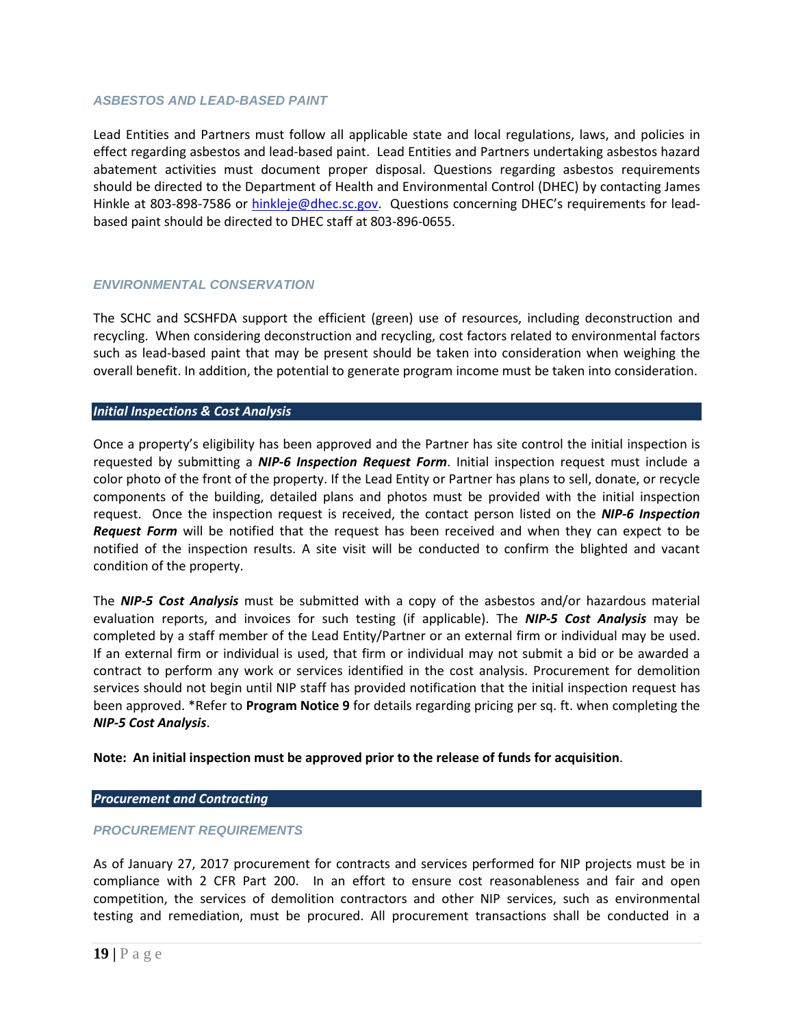### *ASBESTOS AND LEAD-BASED PAINT*

Lead Entities and Partners must follow all applicable state and local regulations, laws, and policies in effect regarding asbestos and lead-based paint. Lead Entities and Partners undertaking asbestos hazard abatement activities must document proper disposal. Questions regarding asbestos requirements should be directed to the Department of Health and Environmental Control (DHEC) by contacting James Hinkle at 803-898-7586 or hinkleje@dhec.sc.gov. Questions concerning DHEC's requirements for lead-based paint should be directed to DHEC staff at 803-896-0655.

### *ENVIRONMENTAL CONSERVATION*

The SCHC and SCSHFDA support the efficient (green) use of resources, including deconstruction and recycling. When considering deconstruction and recycling, cost factors related to environmental factors such as lead-based paint that may be present should be taken into consideration when weighing the overall benefit. In addition, the potential to generate program income must be taken into consideration.

## *Initial Inspections & Cost Analysis*

Once a property's eligibility has been approved and the Partner has site control the initial inspection is requested by submitting a ***NIP-6 Inspection Request Form***. Initial inspection request must include a color photo of the front of the property. If the Lead Entity or Partner has plans to sell, donate, or recycle components of the building, detailed plans and photos must be provided with the initial inspection request. Once the inspection request is received, the contact person listed on the ***NIP-6 Inspection Request Form*** will be notified that the request has been received and when they can expect to be notified of the inspection results. A site visit will be conducted to confirm the blighted and vacant condition of the property.

The ***NIP-5 Cost Analysis*** must be submitted with a copy of the asbestos and/or hazardous material evaluation reports, and invoices for such testing (if applicable). The ***NIP-5 Cost Analysis*** may be completed by a staff member of the Lead Entity/Partner or an external firm or individual may be used. If an external firm or individual is used, that firm or individual may not submit a bid or be awarded a contract to perform any work or services identified in the cost analysis. Procurement for demolition services should not begin until NIP staff has provided notification that the initial inspection request has been approved. *Refer to **Program Notice 9** for details regarding pricing per sq. ft. when completing the ***NIP-5 Cost Analysis***.

**Note: An initial inspection must be approved prior to the release of funds for acquisition**.

## *Procurement and Contracting*

### *PROCUREMENT REQUIREMENTS*

As of January 27, 2017 procurement for contracts and services performed for NIP projects must be in compliance with 2 CFR Part 200. In an effort to ensure cost reasonableness and fair and open competition, the services of demolition contractors and other NIP services, such as environmental testing and remediation, must be procured. All procurement transactions shall be conducted in a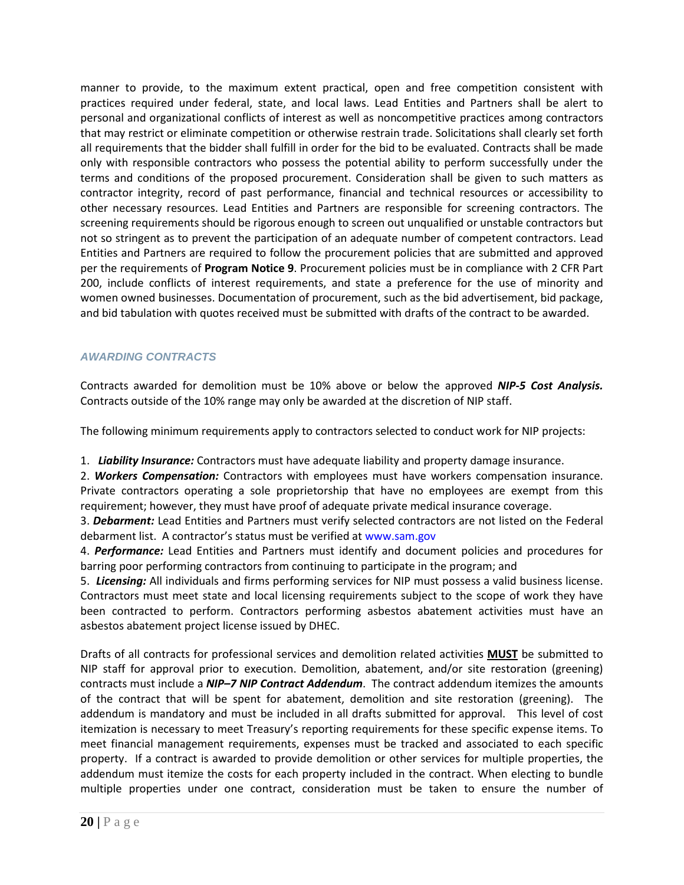manner to provide, to the maximum extent practical, open and free competition consistent with practices required under federal, state, and local laws. Lead Entities and Partners shall be alert to personal and organizational conflicts of interest as well as noncompetitive practices among contractors that may restrict or eliminate competition or otherwise restrain trade. Solicitations shall clearly set forth all requirements that the bidder shall fulfill in order for the bid to be evaluated. Contracts shall be made only with responsible contractors who possess the potential ability to perform successfully under the terms and conditions of the proposed procurement. Consideration shall be given to such matters as contractor integrity, record of past performance, financial and technical resources or accessibility to other necessary resources. Lead Entities and Partners are responsible for screening contractors. The screening requirements should be rigorous enough to screen out unqualified or unstable contractors but not so stringent as to prevent the participation of an adequate number of competent contractors. Lead Entities and Partners are required to follow the procurement policies that are submitted and approved per the requirements of **Program Notice 9**. Procurement policies must be in compliance with 2 CFR Part 200, include conflicts of interest requirements, and state a preference for the use of minority and women owned businesses. Documentation of procurement, such as the bid advertisement, bid package, and bid tabulation with quotes received must be submitted with drafts of the contract to be awarded.

### *AWARDING CONTRACTS*

Contracts awarded for demolition must be 10% above or below the approved ***NIP-5 Cost Analysis.*** Contracts outside of the 10% range may only be awarded at the discretion of NIP staff.

The following minimum requirements apply to contractors selected to conduct work for NIP projects:

1. ***Liability Insurance:*** Contractors must have adequate liability and property damage insurance.
2. ***Workers Compensation:*** Contractors with employees must have workers compensation insurance. Private contractors operating a sole proprietorship that have no employees are exempt from this requirement; however, they must have proof of adequate private medical insurance coverage.
3. ***Debarment:*** Lead Entities and Partners must verify selected contractors are not listed on the Federal debarment list. A contractor's status must be verified at www.sam.gov
4. ***Performance:*** Lead Entities and Partners must identify and document policies and procedures for barring poor performing contractors from continuing to participate in the program; and
5. ***Licensing:*** All individuals and firms performing services for NIP must possess a valid business license. Contractors must meet state and local licensing requirements subject to the scope of work they have been contracted to perform. Contractors performing asbestos abatement activities must have an asbestos abatement project license issued by DHEC.

Drafts of all contracts for professional services and demolition related activities **MUST** be submitted to NIP staff for approval prior to execution. Demolition, abatement, and/or site restoration (greening) contracts must include a ***NIP–7 NIP Contract Addendum***. The contract addendum itemizes the amounts of the contract that will be spent for abatement, demolition and site restoration (greening). The addendum is mandatory and must be included in all drafts submitted for approval. This level of cost itemization is necessary to meet Treasury's reporting requirements for these specific expense items. To meet financial management requirements, expenses must be tracked and associated to each specific property. If a contract is awarded to provide demolition or other services for multiple properties, the addendum must itemize the costs for each property included in the contract. When electing to bundle multiple properties under one contract, consideration must be taken to ensure the number of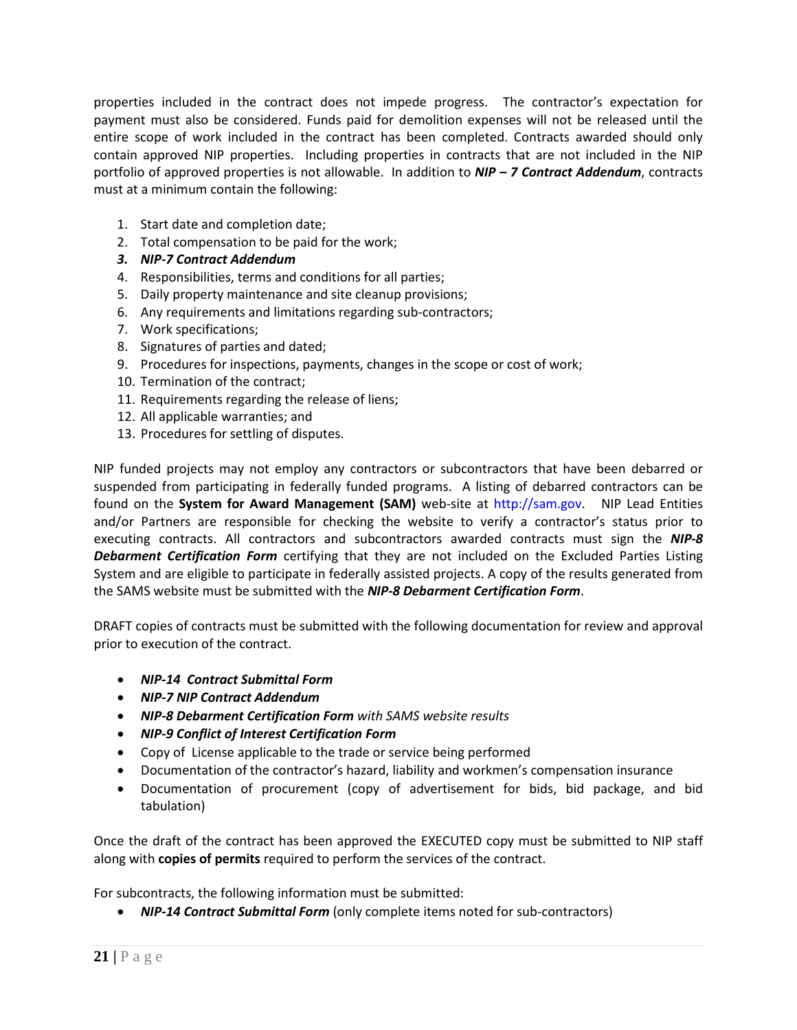properties included in the contract does not impede progress. The contractor's expectation for payment must also be considered. Funds paid for demolition expenses will not be released until the entire scope of work included in the contract has been completed. Contracts awarded should only contain approved NIP properties. Including properties in contracts that are not included in the NIP portfolio of approved properties is not allowable. In addition to ***NIP – 7 Contract Addendum***, contracts must at a minimum contain the following:

1. Start date and completion date;
2. Total compensation to be paid for the work;
3. ***NIP-7 Contract Addendum***
4. Responsibilities, terms and conditions for all parties;
5. Daily property maintenance and site cleanup provisions;
6. Any requirements and limitations regarding sub-contractors;
7. Work specifications;
8. Signatures of parties and dated;
9. Procedures for inspections, payments, changes in the scope or cost of work;
10. Termination of the contract;
11. Requirements regarding the release of liens;
12. All applicable warranties; and
13. Procedures for settling of disputes.

NIP funded projects may not employ any contractors or subcontractors that have been debarred or suspended from participating in federally funded programs. A listing of debarred contractors can be found on the **System for Award Management (SAM)** web-site at http://sam.gov. NIP Lead Entities and/or Partners are responsible for checking the website to verify a contractor's status prior to executing contracts. All contractors and subcontractors awarded contracts must sign the ***NIP-8 Debarment Certification Form*** certifying that they are not included on the Excluded Parties Listing System and are eligible to participate in federally assisted projects. A copy of the results generated from the SAMS website must be submitted with the ***NIP-8 Debarment Certification Form***.

DRAFT copies of contracts must be submitted with the following documentation for review and approval prior to execution of the contract.

- ***NIP-14 Contract Submittal Form***
- ***NIP-7 NIP Contract Addendum***
- ***NIP-8 Debarment Certification Form*** *with SAMS website results*
- ***NIP-9 Conflict of Interest Certification Form***
- Copy of License applicable to the trade or service being performed
- Documentation of the contractor's hazard, liability and workmen's compensation insurance
- Documentation of procurement (copy of advertisement for bids, bid package, and bid tabulation)

Once the draft of the contract has been approved the EXECUTED copy must be submitted to NIP staff along with **copies of permits** required to perform the services of the contract.

For subcontracts, the following information must be submitted:

- ***NIP-14 Contract Submittal Form*** (only complete items noted for sub-contractors)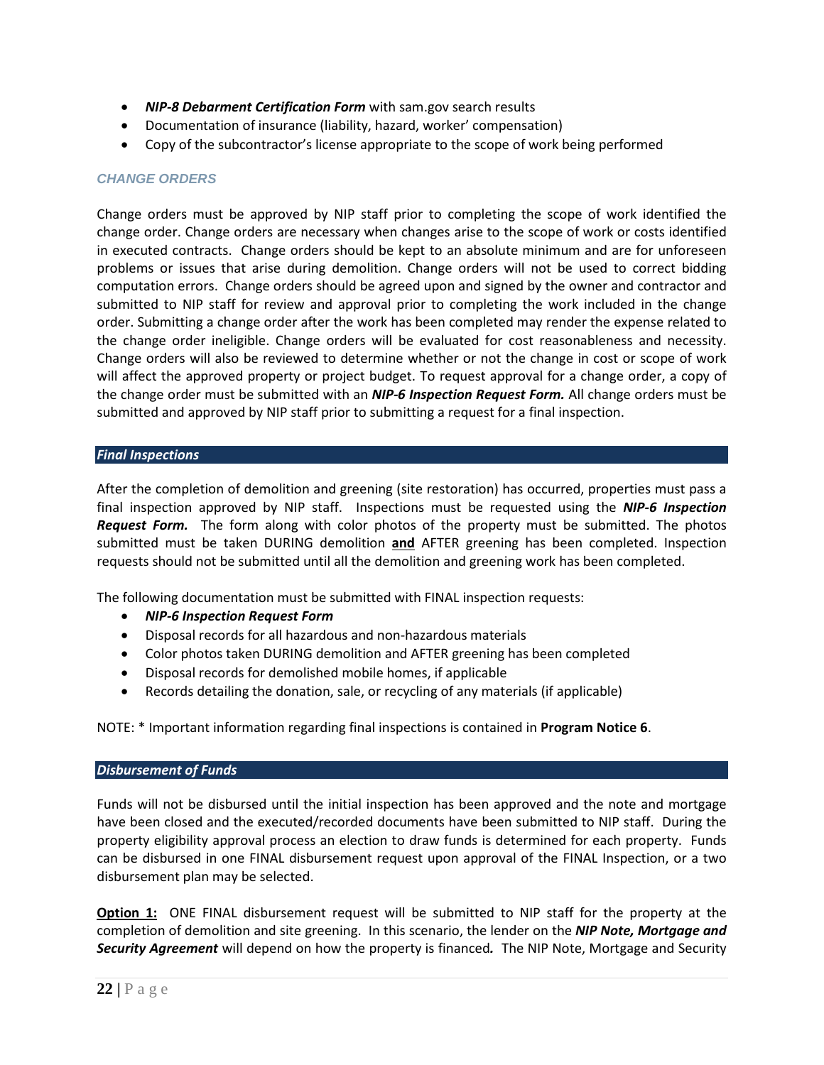- ***NIP-8 Debarment Certification Form*** with sam.gov search results
- Documentation of insurance (liability, hazard, worker' compensation)
- Copy of the subcontractor's license appropriate to the scope of work being performed

### *CHANGE ORDERS*

Change orders must be approved by NIP staff prior to completing the scope of work identified the change order. Change orders are necessary when changes arise to the scope of work or costs identified in executed contracts. Change orders should be kept to an absolute minimum and are for unforeseen problems or issues that arise during demolition. Change orders will not be used to correct bidding computation errors. Change orders should be agreed upon and signed by the owner and contractor and submitted to NIP staff for review and approval prior to completing the work included in the change order. Submitting a change order after the work has been completed may render the expense related to the change order ineligible. Change orders will be evaluated for cost reasonableness and necessity. Change orders will also be reviewed to determine whether or not the change in cost or scope of work will affect the approved property or project budget. To request approval for a change order, a copy of the change order must be submitted with an ***NIP-6 Inspection Request Form.*** All change orders must be submitted and approved by NIP staff prior to submitting a request for a final inspection.

## *Final Inspections*

After the completion of demolition and greening (site restoration) has occurred, properties must pass a final inspection approved by NIP staff. Inspections must be requested using the ***NIP-6 Inspection Request Form.*** The form along with color photos of the property must be submitted. The photos submitted must be taken DURING demolition **and** AFTER greening has been completed. Inspection requests should not be submitted until all the demolition and greening work has been completed.

The following documentation must be submitted with FINAL inspection requests:

- ***NIP-6 Inspection Request Form***
- Disposal records for all hazardous and non-hazardous materials
- Color photos taken DURING demolition and AFTER greening has been completed
- Disposal records for demolished mobile homes, if applicable
- Records detailing the donation, sale, or recycling of any materials (if applicable)

NOTE: * Important information regarding final inspections is contained in **Program Notice 6**.

## *Disbursement of Funds*

Funds will not be disbursed until the initial inspection has been approved and the note and mortgage have been closed and the executed/recorded documents have been submitted to NIP staff. During the property eligibility approval process an election to draw funds is determined for each property. Funds can be disbursed in one FINAL disbursement request upon approval of the FINAL Inspection, or a two disbursement plan may be selected.

**Option 1:** ONE FINAL disbursement request will be submitted to NIP staff for the property at the completion of demolition and site greening. In this scenario, the lender on the ***NIP Note, Mortgage and Security Agreement*** will depend on how the property is financed***.*** The NIP Note, Mortgage and Security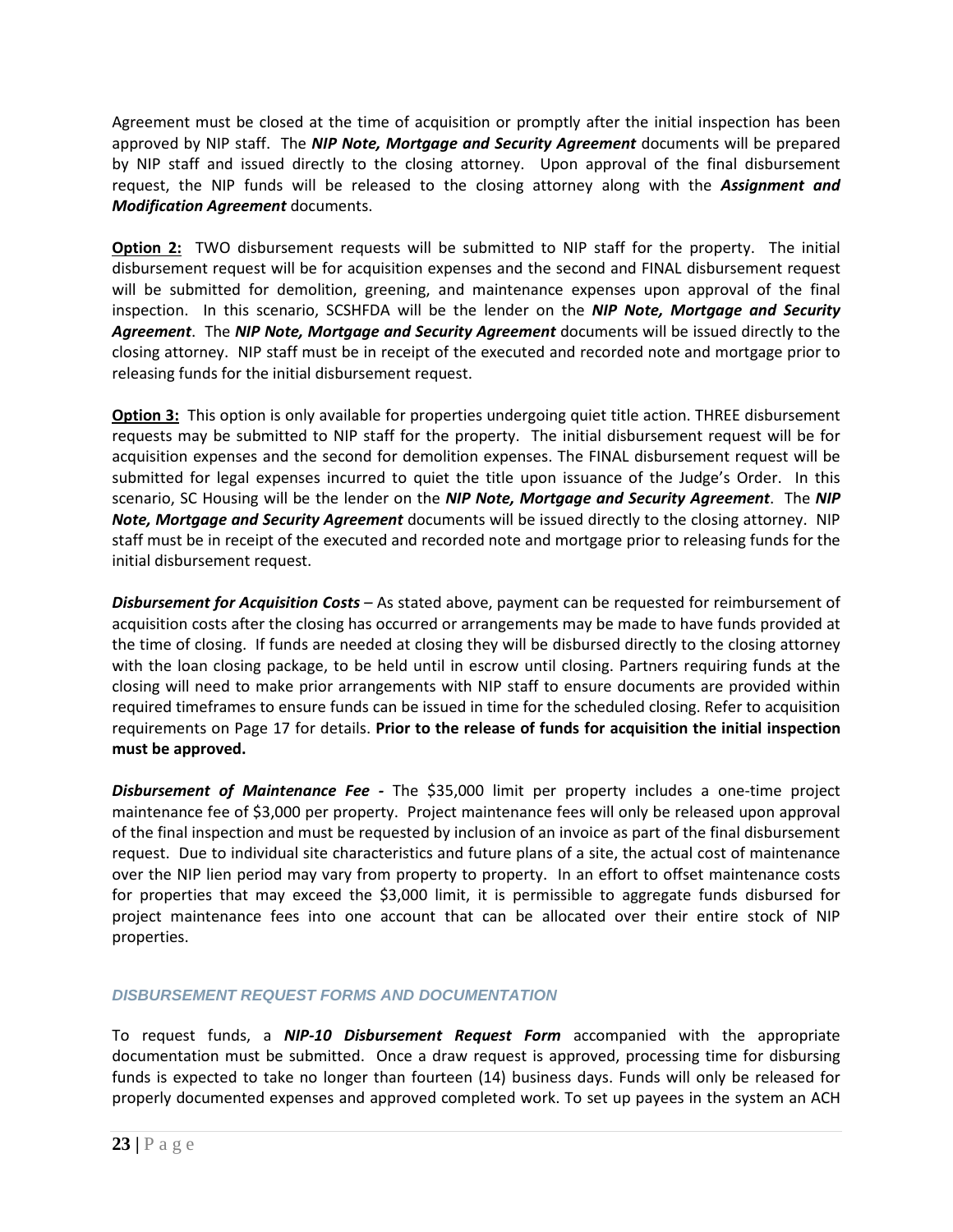Agreement must be closed at the time of acquisition or promptly after the initial inspection has been approved by NIP staff. The ***NIP Note, Mortgage and Security Agreement*** documents will be prepared by NIP staff and issued directly to the closing attorney. Upon approval of the final disbursement request, the NIP funds will be released to the closing attorney along with the ***Assignment and Modification Agreement*** documents.

**Option 2:** TWO disbursement requests will be submitted to NIP staff for the property. The initial disbursement request will be for acquisition expenses and the second and FINAL disbursement request will be submitted for demolition, greening, and maintenance expenses upon approval of the final inspection. In this scenario, SCSHFDA will be the lender on the ***NIP Note, Mortgage and Security Agreement***. The ***NIP Note, Mortgage and Security Agreement*** documents will be issued directly to the closing attorney. NIP staff must be in receipt of the executed and recorded note and mortgage prior to releasing funds for the initial disbursement request.

**Option 3:** This option is only available for properties undergoing quiet title action. THREE disbursement requests may be submitted to NIP staff for the property. The initial disbursement request will be for acquisition expenses and the second for demolition expenses. The FINAL disbursement request will be submitted for legal expenses incurred to quiet the title upon issuance of the Judge's Order. In this scenario, SC Housing will be the lender on the ***NIP Note, Mortgage and Security Agreement***. The ***NIP Note, Mortgage and Security Agreement*** documents will be issued directly to the closing attorney. NIP staff must be in receipt of the executed and recorded note and mortgage prior to releasing funds for the initial disbursement request.

***Disbursement for Acquisition Costs*** – As stated above, payment can be requested for reimbursement of acquisition costs after the closing has occurred or arrangements may be made to have funds provided at the time of closing. If funds are needed at closing they will be disbursed directly to the closing attorney with the loan closing package, to be held until in escrow until closing. Partners requiring funds at the closing will need to make prior arrangements with NIP staff to ensure documents are provided within required timeframes to ensure funds can be issued in time for the scheduled closing. Refer to acquisition requirements on Page 17 for details. **Prior to the release of funds for acquisition the initial inspection must be approved.**

***Disbursement of Maintenance Fee -*** The $35,000 limit per property includes a one-time project maintenance fee of $3,000 per property. Project maintenance fees will only be released upon approval of the final inspection and must be requested by inclusion of an invoice as part of the final disbursement request. Due to individual site characteristics and future plans of a site, the actual cost of maintenance over the NIP lien period may vary from property to property. In an effort to offset maintenance costs for properties that may exceed the $3,000 limit, it is permissible to aggregate funds disbursed for project maintenance fees into one account that can be allocated over their entire stock of NIP properties.

### *DISBURSEMENT REQUEST FORMS AND DOCUMENTATION*

To request funds, a ***NIP-10 Disbursement Request Form*** accompanied with the appropriate documentation must be submitted. Once a draw request is approved, processing time for disbursing funds is expected to take no longer than fourteen (14) business days. Funds will only be released for properly documented expenses and approved completed work. To set up payees in the system an ACH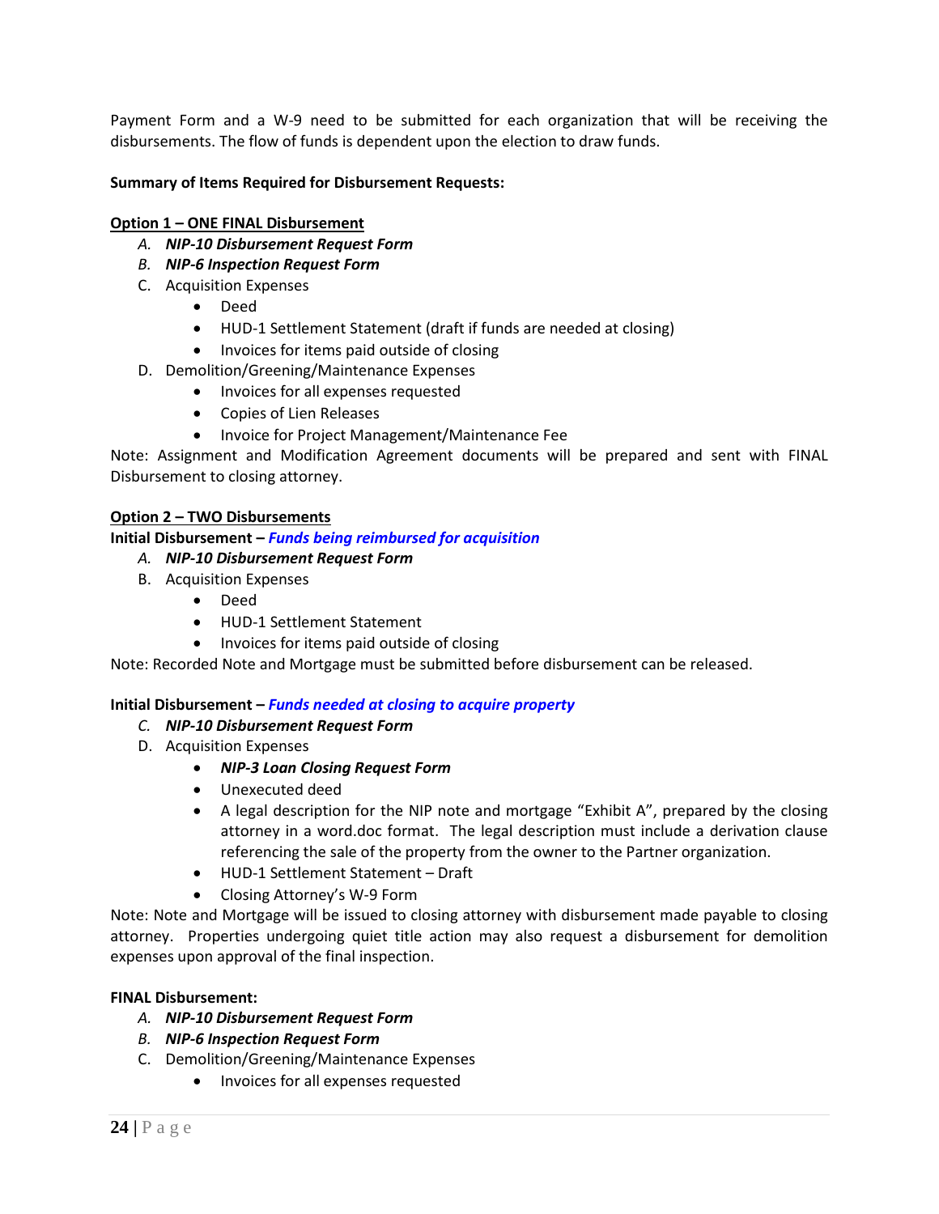Payment Form and a W-9 need to be submitted for each organization that will be receiving the disbursements. The flow of funds is dependent upon the election to draw funds.

**Summary of Items Required for Disbursement Requests:**

**<u>Option 1 – ONE FINAL Disbursement</u>**

A. ***NIP-10 Disbursement Request Form***
B. ***NIP-6 Inspection Request Form***
C. Acquisition Expenses
   - Deed
   - HUD-1 Settlement Statement (draft if funds are needed at closing)
   - Invoices for items paid outside of closing
D. Demolition/Greening/Maintenance Expenses
   - Invoices for all expenses requested
   - Copies of Lien Releases
   - Invoice for Project Management/Maintenance Fee

Note: Assignment and Modification Agreement documents will be prepared and sent with FINAL Disbursement to closing attorney.

**<u>Option 2 – TWO Disbursements</u>**

**Initial Disbursement – *Funds being reimbursed for acquisition***

A. ***NIP-10 Disbursement Request Form***
B. Acquisition Expenses
   - Deed
   - HUD-1 Settlement Statement
   - Invoices for items paid outside of closing

Note: Recorded Note and Mortgage must be submitted before disbursement can be released.

**Initial Disbursement – *Funds needed at closing to acquire property***

C. ***NIP-10 Disbursement Request Form***
D. Acquisition Expenses
   - ***NIP-3 Loan Closing Request Form***
   - Unexecuted deed
   - A legal description for the NIP note and mortgage "Exhibit A", prepared by the closing attorney in a word.doc format. The legal description must include a derivation clause referencing the sale of the property from the owner to the Partner organization.
   - HUD-1 Settlement Statement – Draft
   - Closing Attorney's W-9 Form

Note: Note and Mortgage will be issued to closing attorney with disbursement made payable to closing attorney. Properties undergoing quiet title action may also request a disbursement for demolition expenses upon approval of the final inspection.

**FINAL Disbursement:**

A. ***NIP-10 Disbursement Request Form***
B. ***NIP-6 Inspection Request Form***
C. Demolition/Greening/Maintenance Expenses
   - Invoices for all expenses requested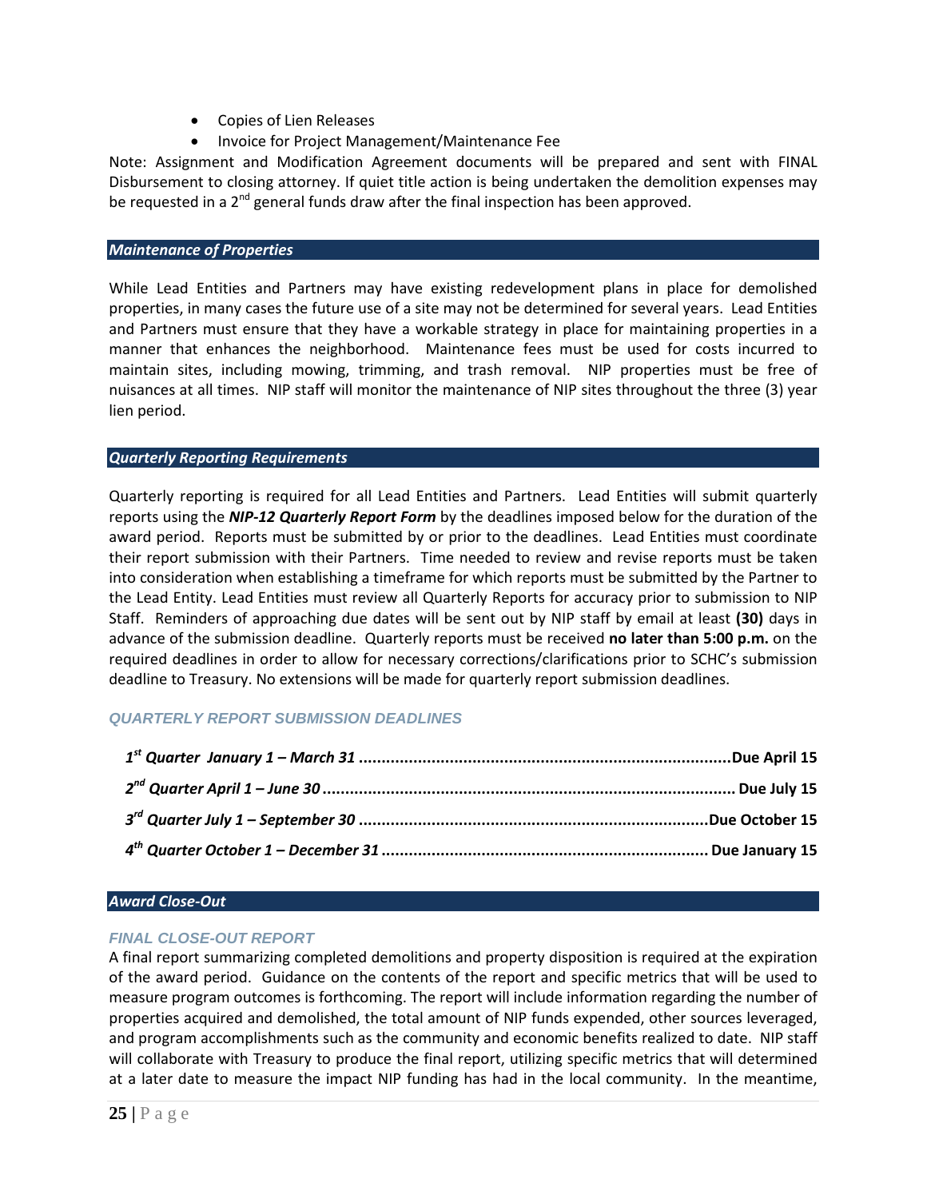- Copies of Lien Releases
- Invoice for Project Management/Maintenance Fee

Note: Assignment and Modification Agreement documents will be prepared and sent with FINAL Disbursement to closing attorney. If quiet title action is being undertaken the demolition expenses may be requested in a 2nd general funds draw after the final inspection has been approved.

### *Maintenance of Properties*

While Lead Entities and Partners may have existing redevelopment plans in place for demolished properties, in many cases the future use of a site may not be determined for several years. Lead Entities and Partners must ensure that they have a workable strategy in place for maintaining properties in a manner that enhances the neighborhood. Maintenance fees must be used for costs incurred to maintain sites, including mowing, trimming, and trash removal. NIP properties must be free of nuisances at all times. NIP staff will monitor the maintenance of NIP sites throughout the three (3) year lien period.

### *Quarterly Reporting Requirements*

Quarterly reporting is required for all Lead Entities and Partners. Lead Entities will submit quarterly reports using the ***NIP-12 Quarterly Report Form*** by the deadlines imposed below for the duration of the award period. Reports must be submitted by or prior to the deadlines. Lead Entities must coordinate their report submission with their Partners. Time needed to review and revise reports must be taken into consideration when establishing a timeframe for which reports must be submitted by the Partner to the Lead Entity. Lead Entities must review all Quarterly Reports for accuracy prior to submission to NIP Staff. Reminders of approaching due dates will be sent out by NIP staff by email at least **(30)** days in advance of the submission deadline. Quarterly reports must be received **no later than 5:00 p.m.** on the required deadlines in order to allow for necessary corrections/clarifications prior to SCHC's submission deadline to Treasury. No extensions will be made for quarterly report submission deadlines.

#### *QUARTERLY REPORT SUBMISSION DEADLINES*

***1st Quarter January 1 – March 31*** ........................................ **Due April 15**

***2nd Quarter April 1 – June 30*** ........................................ **Due July 15**

***3rd Quarter July 1 – September 30*** ........................................ **Due October 15**

***4th Quarter October 1 – December 31*** ........................................ **Due January 15**

### *Award Close-Out*

#### *FINAL CLOSE-OUT REPORT*

A final report summarizing completed demolitions and property disposition is required at the expiration of the award period. Guidance on the contents of the report and specific metrics that will be used to measure program outcomes is forthcoming. The report will include information regarding the number of properties acquired and demolished, the total amount of NIP funds expended, other sources leveraged, and program accomplishments such as the community and economic benefits realized to date. NIP staff will collaborate with Treasury to produce the final report, utilizing specific metrics that will determined at a later date to measure the impact NIP funding has had in the local community. In the meantime,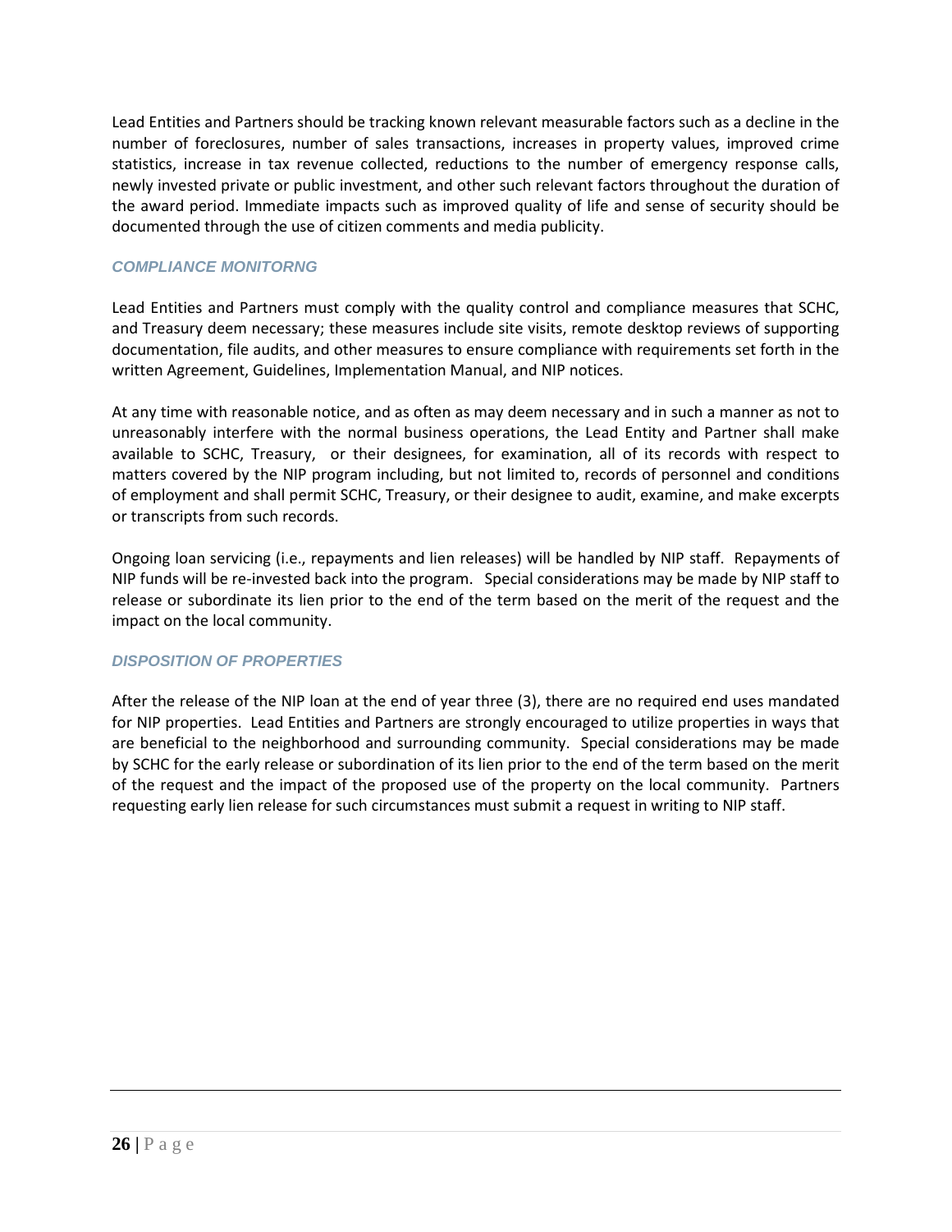Lead Entities and Partners should be tracking known relevant measurable factors such as a decline in the number of foreclosures, number of sales transactions, increases in property values, improved crime statistics, increase in tax revenue collected, reductions to the number of emergency response calls, newly invested private or public investment, and other such relevant factors throughout the duration of the award period. Immediate impacts such as improved quality of life and sense of security should be documented through the use of citizen comments and media publicity.

### *COMPLIANCE MONITORNG*

Lead Entities and Partners must comply with the quality control and compliance measures that SCHC, and Treasury deem necessary; these measures include site visits, remote desktop reviews of supporting documentation, file audits, and other measures to ensure compliance with requirements set forth in the written Agreement, Guidelines, Implementation Manual, and NIP notices.

At any time with reasonable notice, and as often as may deem necessary and in such a manner as not to unreasonably interfere with the normal business operations, the Lead Entity and Partner shall make available to SCHC, Treasury, or their designees, for examination, all of its records with respect to matters covered by the NIP program including, but not limited to, records of personnel and conditions of employment and shall permit SCHC, Treasury, or their designee to audit, examine, and make excerpts or transcripts from such records.

Ongoing loan servicing (i.e., repayments and lien releases) will be handled by NIP staff. Repayments of NIP funds will be re-invested back into the program. Special considerations may be made by NIP staff to release or subordinate its lien prior to the end of the term based on the merit of the request and the impact on the local community.

### *DISPOSITION OF PROPERTIES*

After the release of the NIP loan at the end of year three (3), there are no required end uses mandated for NIP properties. Lead Entities and Partners are strongly encouraged to utilize properties in ways that are beneficial to the neighborhood and surrounding community. Special considerations may be made by SCHC for the early release or subordination of its lien prior to the end of the term based on the merit of the request and the impact of the proposed use of the property on the local community. Partners requesting early lien release for such circumstances must submit a request in writing to NIP staff.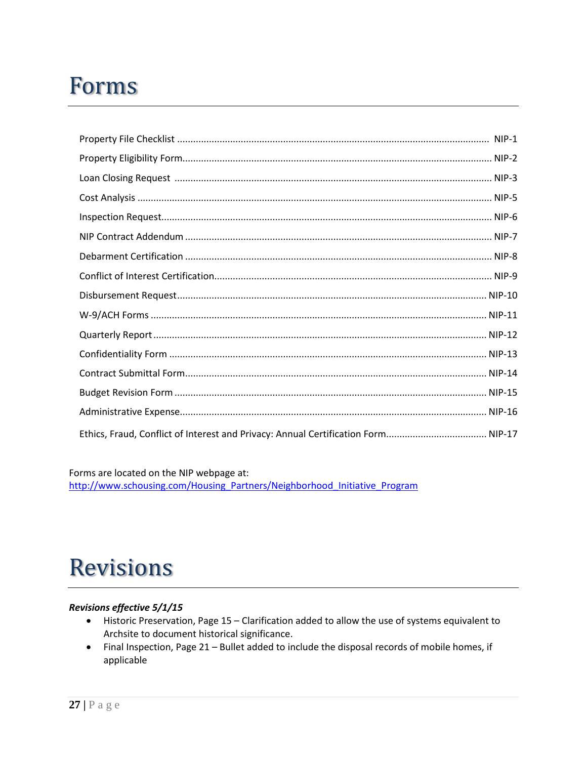# Forms

| | |
|---|---|
| Property File Checklist | NIP-1 |
| Property Eligibility Form | NIP-2 |
| Loan Closing Request | NIP-3 |
| Cost Analysis | NIP-5 |
| Inspection Request | NIP-6 |
| NIP Contract Addendum | NIP-7 |
| Debarment Certification | NIP-8 |
| Conflict of Interest Certification | NIP-9 |
| Disbursement Request | NIP-10 |
| W-9/ACH Forms | NIP-11 |
| Quarterly Report | NIP-12 |
| Confidentiality Form | NIP-13 |
| Contract Submittal Form | NIP-14 |
| Budget Revision Form | NIP-15 |
| Administrative Expense | NIP-16 |
| Ethics, Fraud, Conflict of Interest and Privacy: Annual Certification Form | NIP-17 |

Forms are located on the NIP webpage at:
http://www.schousing.com/Housing_Partners/Neighborhood_Initiative_Program

# Revisions

***Revisions effective 5/1/15***

- Historic Preservation, Page 15 – Clarification added to allow the use of systems equivalent to Archsite to document historical significance.
- Final Inspection, Page 21 – Bullet added to include the disposal records of mobile homes, if applicable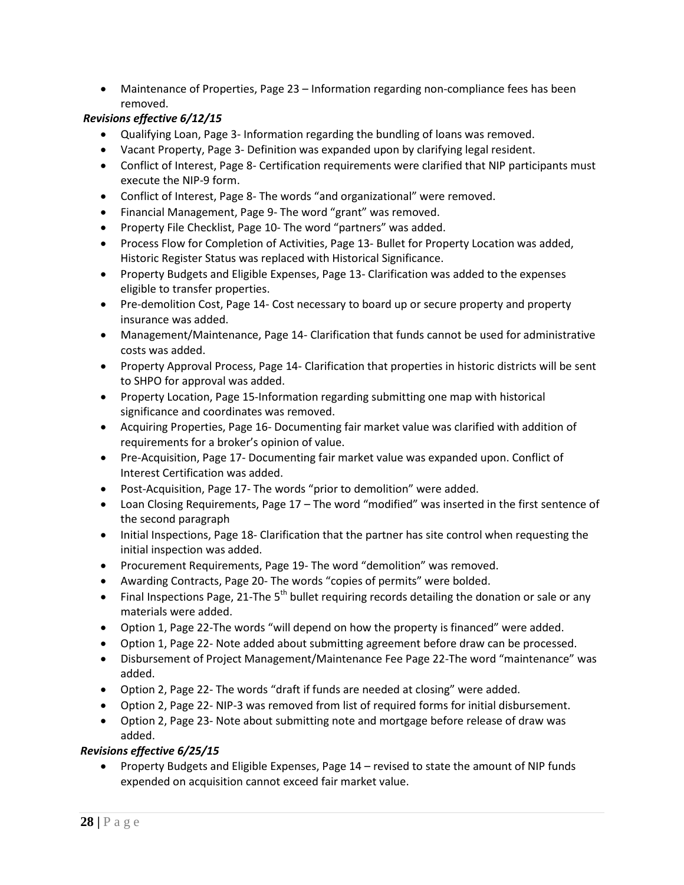- Maintenance of Properties, Page 23 – Information regarding non-compliance fees has been removed.

***Revisions effective 6/12/15***

- Qualifying Loan, Page 3- Information regarding the bundling of loans was removed.
- Vacant Property, Page 3- Definition was expanded upon by clarifying legal resident.
- Conflict of Interest, Page 8- Certification requirements were clarified that NIP participants must execute the NIP-9 form.
- Conflict of Interest, Page 8- The words "and organizational" were removed.
- Financial Management, Page 9- The word "grant" was removed.
- Property File Checklist, Page 10- The word "partners" was added.
- Process Flow for Completion of Activities, Page 13- Bullet for Property Location was added, Historic Register Status was replaced with Historical Significance.
- Property Budgets and Eligible Expenses, Page 13- Clarification was added to the expenses eligible to transfer properties.
- Pre-demolition Cost, Page 14- Cost necessary to board up or secure property and property insurance was added.
- Management/Maintenance, Page 14- Clarification that funds cannot be used for administrative costs was added.
- Property Approval Process, Page 14- Clarification that properties in historic districts will be sent to SHPO for approval was added.
- Property Location, Page 15-Information regarding submitting one map with historical significance and coordinates was removed.
- Acquiring Properties, Page 16- Documenting fair market value was clarified with addition of requirements for a broker's opinion of value.
- Pre-Acquisition, Page 17- Documenting fair market value was expanded upon. Conflict of Interest Certification was added.
- Post-Acquisition, Page 17- The words "prior to demolition" were added.
- Loan Closing Requirements, Page 17 – The word "modified" was inserted in the first sentence of the second paragraph
- Initial Inspections, Page 18- Clarification that the partner has site control when requesting the initial inspection was added.
- Procurement Requirements, Page 19- The word "demolition" was removed.
- Awarding Contracts, Page 20- The words "copies of permits" were bolded.
- Final Inspections Page, 21-The 5th bullet requiring records detailing the donation or sale or any materials were added.
- Option 1, Page 22-The words "will depend on how the property is financed" were added.
- Option 1, Page 22- Note added about submitting agreement before draw can be processed.
- Disbursement of Project Management/Maintenance Fee Page 22-The word "maintenance" was added.
- Option 2, Page 22- The words "draft if funds are needed at closing" were added.
- Option 2, Page 22- NIP-3 was removed from list of required forms for initial disbursement.
- Option 2, Page 23- Note about submitting note and mortgage before release of draw was added.

***Revisions effective 6/25/15***

- Property Budgets and Eligible Expenses, Page 14 – revised to state the amount of NIP funds expended on acquisition cannot exceed fair market value.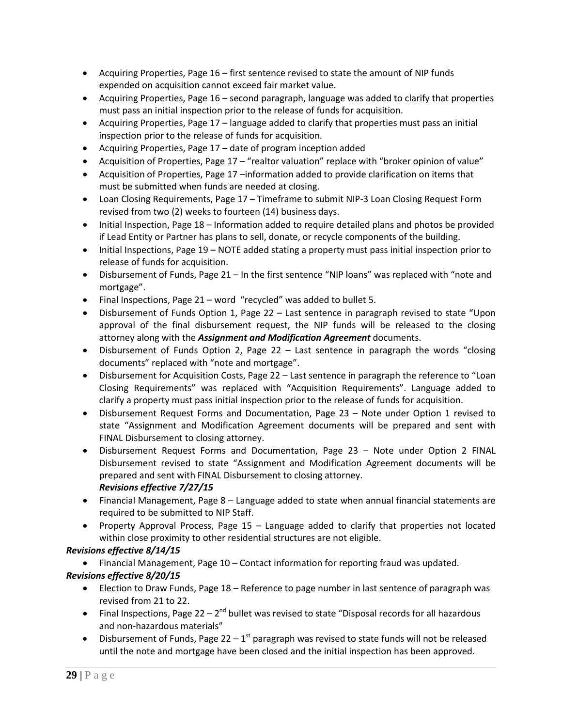- Acquiring Properties, Page 16 – first sentence revised to state the amount of NIP funds expended on acquisition cannot exceed fair market value.
- Acquiring Properties, Page 16 – second paragraph, language was added to clarify that properties must pass an initial inspection prior to the release of funds for acquisition.
- Acquiring Properties, Page 17 – language added to clarify that properties must pass an initial inspection prior to the release of funds for acquisition.
- Acquiring Properties, Page 17 – date of program inception added
- Acquisition of Properties, Page 17 – "realtor valuation" replace with "broker opinion of value"
- Acquisition of Properties, Page 17 –information added to provide clarification on items that must be submitted when funds are needed at closing.
- Loan Closing Requirements, Page 17 – Timeframe to submit NIP-3 Loan Closing Request Form revised from two (2) weeks to fourteen (14) business days.
- Initial Inspection, Page 18 – Information added to require detailed plans and photos be provided if Lead Entity or Partner has plans to sell, donate, or recycle components of the building.
- Initial Inspections, Page 19 – NOTE added stating a property must pass initial inspection prior to release of funds for acquisition.
- Disbursement of Funds, Page 21 – In the first sentence "NIP loans" was replaced with "note and mortgage".
- Final Inspections, Page 21 – word "recycled" was added to bullet 5.
- Disbursement of Funds Option 1, Page 22 – Last sentence in paragraph revised to state "Upon approval of the final disbursement request, the NIP funds will be released to the closing attorney along with the ***Assignment and Modification Agreement*** documents.
- Disbursement of Funds Option 2, Page 22 – Last sentence in paragraph the words "closing documents" replaced with "note and mortgage".
- Disbursement for Acquisition Costs, Page 22 – Last sentence in paragraph the reference to "Loan Closing Requirements" was replaced with "Acquisition Requirements". Language added to clarify a property must pass initial inspection prior to the release of funds for acquisition.
- Disbursement Request Forms and Documentation, Page 23 – Note under Option 1 revised to state "Assignment and Modification Agreement documents will be prepared and sent with FINAL Disbursement to closing attorney.
- Disbursement Request Forms and Documentation, Page 23 – Note under Option 2 FINAL Disbursement revised to state "Assignment and Modification Agreement documents will be prepared and sent with FINAL Disbursement to closing attorney.

  ***Revisions effective 7/27/15***

- Financial Management, Page 8 – Language added to state when annual financial statements are required to be submitted to NIP Staff.
- Property Approval Process, Page 15 – Language added to clarify that properties not located within close proximity to other residential structures are not eligible.

***Revisions effective 8/14/15***

- Financial Management, Page 10 – Contact information for reporting fraud was updated.

***Revisions effective 8/20/15***

- Election to Draw Funds, Page 18 – Reference to page number in last sentence of paragraph was revised from 21 to 22.
- Final Inspections, Page 22 – 2nd bullet was revised to state "Disposal records for all hazardous and non-hazardous materials"
- Disbursement of Funds, Page 22 – 1st paragraph was revised to state funds will not be released until the note and mortgage have been closed and the initial inspection has been approved.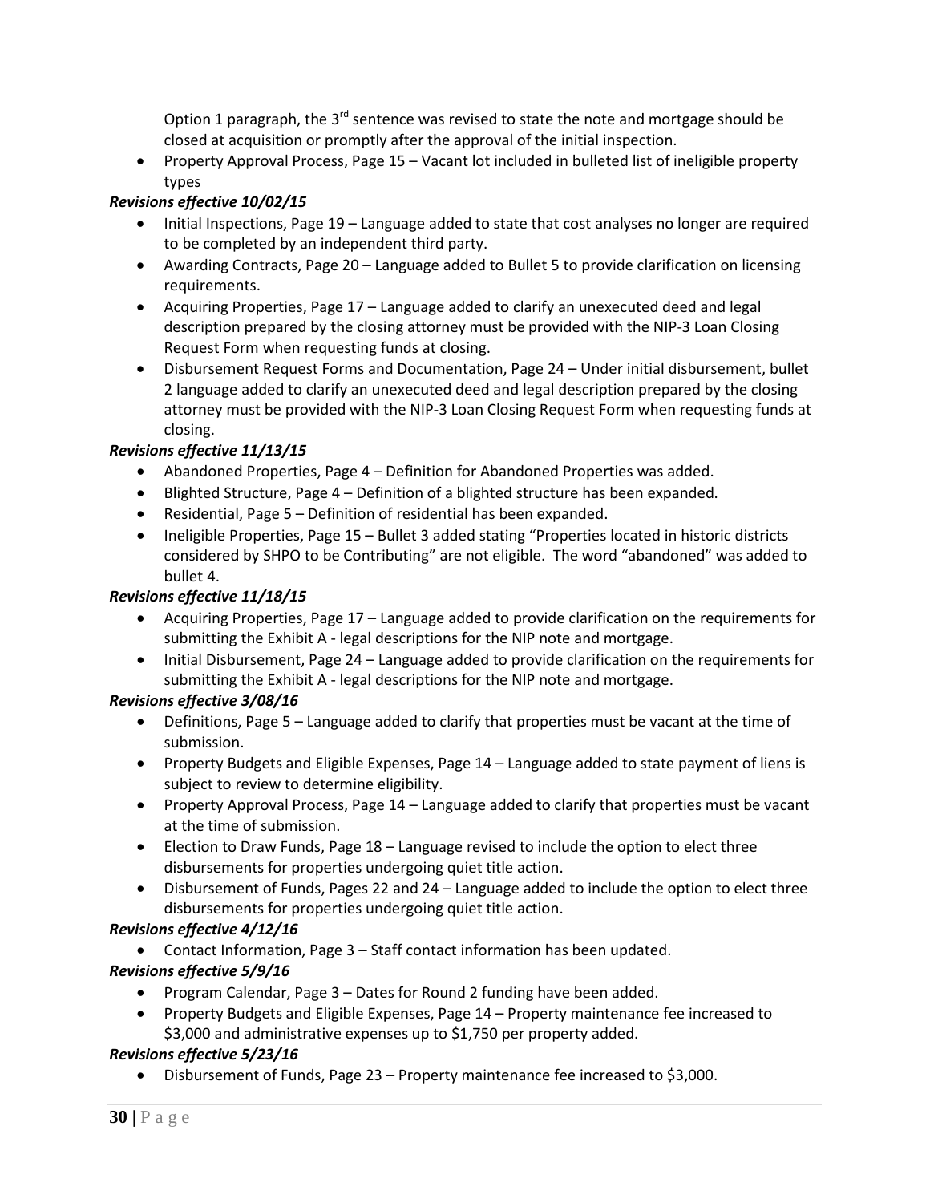Option 1 paragraph, the 3rd sentence was revised to state the note and mortgage should be closed at acquisition or promptly after the approval of the initial inspection.
- Property Approval Process, Page 15 – Vacant lot included in bulleted list of ineligible property types

***Revisions effective 10/02/15***

- Initial Inspections, Page 19 – Language added to state that cost analyses no longer are required to be completed by an independent third party.
- Awarding Contracts, Page 20 – Language added to Bullet 5 to provide clarification on licensing requirements.
- Acquiring Properties, Page 17 – Language added to clarify an unexecuted deed and legal description prepared by the closing attorney must be provided with the NIP-3 Loan Closing Request Form when requesting funds at closing.
- Disbursement Request Forms and Documentation, Page 24 – Under initial disbursement, bullet 2 language added to clarify an unexecuted deed and legal description prepared by the closing attorney must be provided with the NIP-3 Loan Closing Request Form when requesting funds at closing.

***Revisions effective 11/13/15***

- Abandoned Properties, Page 4 – Definition for Abandoned Properties was added.
- Blighted Structure, Page 4 – Definition of a blighted structure has been expanded.
- Residential, Page 5 – Definition of residential has been expanded.
- Ineligible Properties, Page 15 – Bullet 3 added stating "Properties located in historic districts considered by SHPO to be Contributing" are not eligible. The word "abandoned" was added to bullet 4.

***Revisions effective 11/18/15***

- Acquiring Properties, Page 17 – Language added to provide clarification on the requirements for submitting the Exhibit A - legal descriptions for the NIP note and mortgage.
- Initial Disbursement, Page 24 – Language added to provide clarification on the requirements for submitting the Exhibit A - legal descriptions for the NIP note and mortgage.

***Revisions effective 3/08/16***

- Definitions, Page 5 – Language added to clarify that properties must be vacant at the time of submission.
- Property Budgets and Eligible Expenses, Page 14 – Language added to state payment of liens is subject to review to determine eligibility.
- Property Approval Process, Page 14 – Language added to clarify that properties must be vacant at the time of submission.
- Election to Draw Funds, Page 18 – Language revised to include the option to elect three disbursements for properties undergoing quiet title action.
- Disbursement of Funds, Pages 22 and 24 – Language added to include the option to elect three disbursements for properties undergoing quiet title action.

***Revisions effective 4/12/16***

- Contact Information, Page 3 – Staff contact information has been updated.

***Revisions effective 5/9/16***

- Program Calendar, Page 3 – Dates for Round 2 funding have been added.
- Property Budgets and Eligible Expenses, Page 14 – Property maintenance fee increased to $3,000 and administrative expenses up to $1,750 per property added.

***Revisions effective 5/23/16***

- Disbursement of Funds, Page 23 – Property maintenance fee increased to $3,000.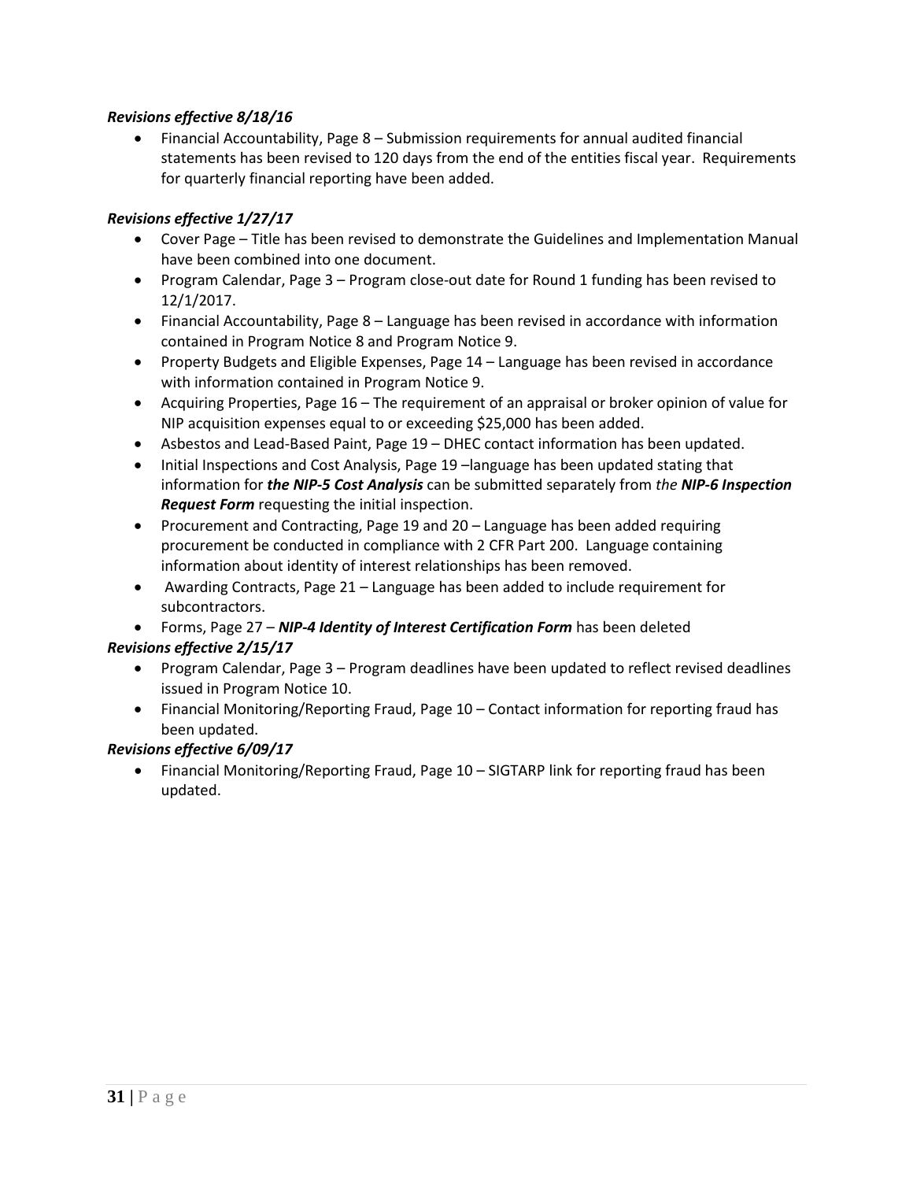***Revisions effective 8/18/16***

- Financial Accountability, Page 8 – Submission requirements for annual audited financial statements has been revised to 120 days from the end of the entities fiscal year. Requirements for quarterly financial reporting have been added.

***Revisions effective 1/27/17***

- Cover Page – Title has been revised to demonstrate the Guidelines and Implementation Manual have been combined into one document.
- Program Calendar, Page 3 – Program close-out date for Round 1 funding has been revised to 12/1/2017.
- Financial Accountability, Page 8 – Language has been revised in accordance with information contained in Program Notice 8 and Program Notice 9.
- Property Budgets and Eligible Expenses, Page 14 – Language has been revised in accordance with information contained in Program Notice 9.
- Acquiring Properties, Page 16 – The requirement of an appraisal or broker opinion of value for NIP acquisition expenses equal to or exceeding $25,000 has been added.
- Asbestos and Lead-Based Paint, Page 19 – DHEC contact information has been updated.
- Initial Inspections and Cost Analysis, Page 19 –language has been updated stating that information for ***the NIP-5 Cost Analysis*** can be submitted separately from *the* ***NIP-6 Inspection Request Form*** requesting the initial inspection.
- Procurement and Contracting, Page 19 and 20 – Language has been added requiring procurement be conducted in compliance with 2 CFR Part 200. Language containing information about identity of interest relationships has been removed.
- Awarding Contracts, Page 21 – Language has been added to include requirement for subcontractors.
- Forms, Page 27 – ***NIP-4 Identity of Interest Certification Form*** has been deleted

***Revisions effective 2/15/17***

- Program Calendar, Page 3 – Program deadlines have been updated to reflect revised deadlines issued in Program Notice 10.
- Financial Monitoring/Reporting Fraud, Page 10 – Contact information for reporting fraud has been updated.

***Revisions effective 6/09/17***

- Financial Monitoring/Reporting Fraud, Page 10 – SIGTARP link for reporting fraud has been updated.